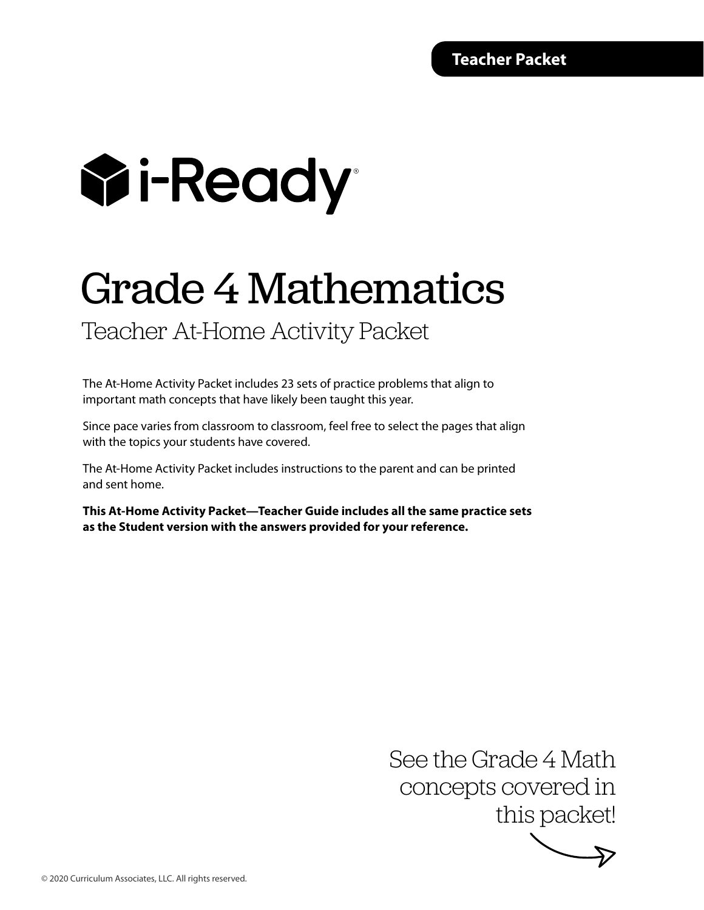**Teacher Packet**

i-Ready®

# Grade 4 Mathematics

## Teacher At-Home Activity Packet

The At-Home Activity Packet includes 23 sets of practice problems that align to important math concepts that have likely been taught this year.

Since pace varies from classroom to classroom, feel free to select the pages that align with the topics your students have covered.

The At-Home Activity Packet includes instructions to the parent and can be printed and sent home.

**This At-Home Activity Packet—Teacher Guide includes all the same practice sets as the Student version with the answers provided for your reference.**

See the Grade 4 Math concepts covered in this packet!

© 2020 Curriculum Associates, LLC. All rights reserved.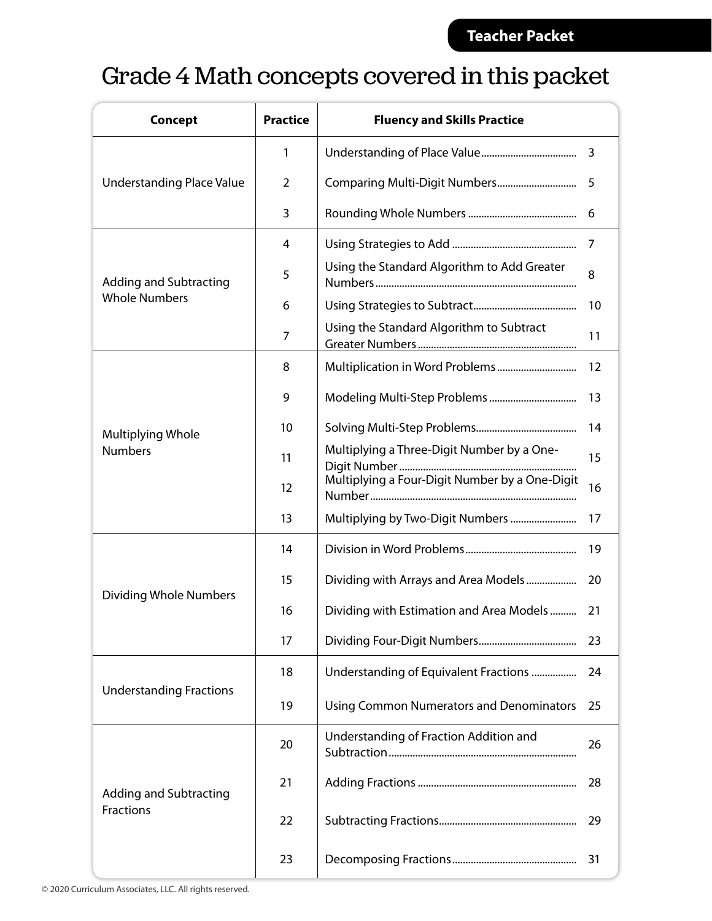Teacher Packet

# Grade 4 Math concepts covered in this packet

| Concept | Practice | Fluency and Skills Practice | |
|---|---|---|---|
| Understanding Place Value | 1 | Understanding of Place Value | 3 |
| | 2 | Comparing Multi-Digit Numbers | 5 |
| | 3 | Rounding Whole Numbers | 6 |
| Adding and Subtracting Whole Numbers | 4 | Using Strategies to Add | 7 |
| | 5 | Using the Standard Algorithm to Add Greater Numbers | 8 |
| | 6 | Using Strategies to Subtract | 10 |
| | 7 | Using the Standard Algorithm to Subtract Greater Numbers | 11 |
| Multiplying Whole Numbers | 8 | Multiplication in Word Problems | 12 |
| | 9 | Modeling Multi-Step Problems | 13 |
| | 10 | Solving Multi-Step Problems | 14 |
| | 11 | Multiplying a Three-Digit Number by a One-Digit Number | 15 |
| | 12 | Multiplying a Four-Digit Number by a One-Digit Number | 16 |
| | 13 | Multiplying by Two-Digit Numbers | 17 |
| Dividing Whole Numbers | 14 | Division in Word Problems | 19 |
| | 15 | Dividing with Arrays and Area Models | 20 |
| | 16 | Dividing with Estimation and Area Models | 21 |
| | 17 | Dividing Four-Digit Numbers | 23 |
| Understanding Fractions | 18 | Understanding of Equivalent Fractions | 24 |
| | 19 | Using Common Numerators and Denominators | 25 |
| Adding and Subtracting Fractions | 20 | Understanding of Fraction Addition and Subtraction | 26 |
| | 21 | Adding Fractions | 28 |
| | 22 | Subtracting Fractions | 29 |
| | 23 | Decomposing Fractions | 31 |

© 2020 Curriculum Associates, LLC. All rights reserved.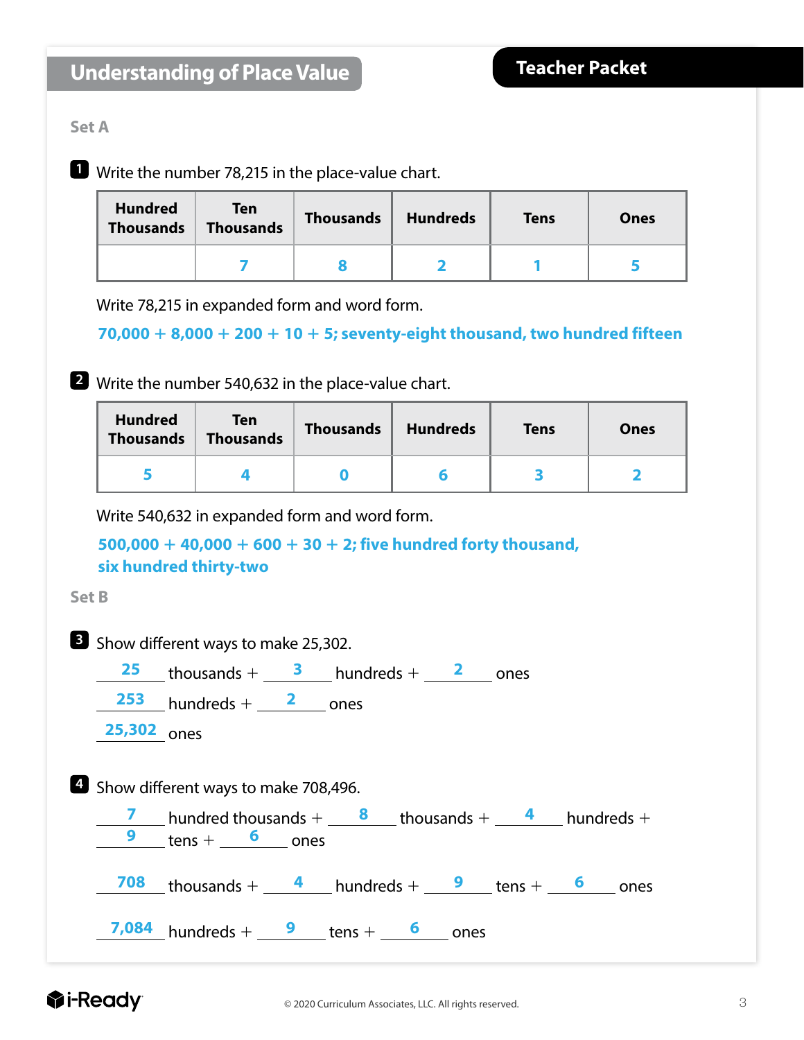# Understanding of Place Value

**Teacher Packet**

## Set A

**1** Write the number 78,215 in the place-value chart.

| Hundred Thousands | Ten Thousands | Thousands | Hundreds | Tens | Ones |
|---|---|---|---|---|---|
| | 7 | 8 | 2 | 1 | 5 |

Write 78,215 in expanded form and word form.

**70,000 + 8,000 + 200 + 10 + 5; seventy-eight thousand, two hundred fifteen**

**2** Write the number 540,632 in the place-value chart.

| Hundred Thousands | Ten Thousands | Thousands | Hundreds | Tens | Ones |
|---|---|---|---|---|---|
| 5 | 4 | 0 | 6 | 3 | 2 |

Write 540,632 in expanded form and word form.

**500,000 + 40,000 + 600 + 30 + 2; five hundred forty thousand, six hundred thirty-two**

## Set B

**3** Show different ways to make 25,302.

**25** thousands + **3** hundreds + **2** ones

**253** hundreds + **2** ones

**25,302** ones

**4** Show different ways to make 708,496.

**7** hundred thousands + **8** thousands + **4** hundreds + **9** tens + **6** ones

**708** thousands + **4** hundreds + **9** tens + **6** ones

**7,084** hundreds + **9** tens + **6** ones

© 2020 Curriculum Associates, LLC. All rights reserved.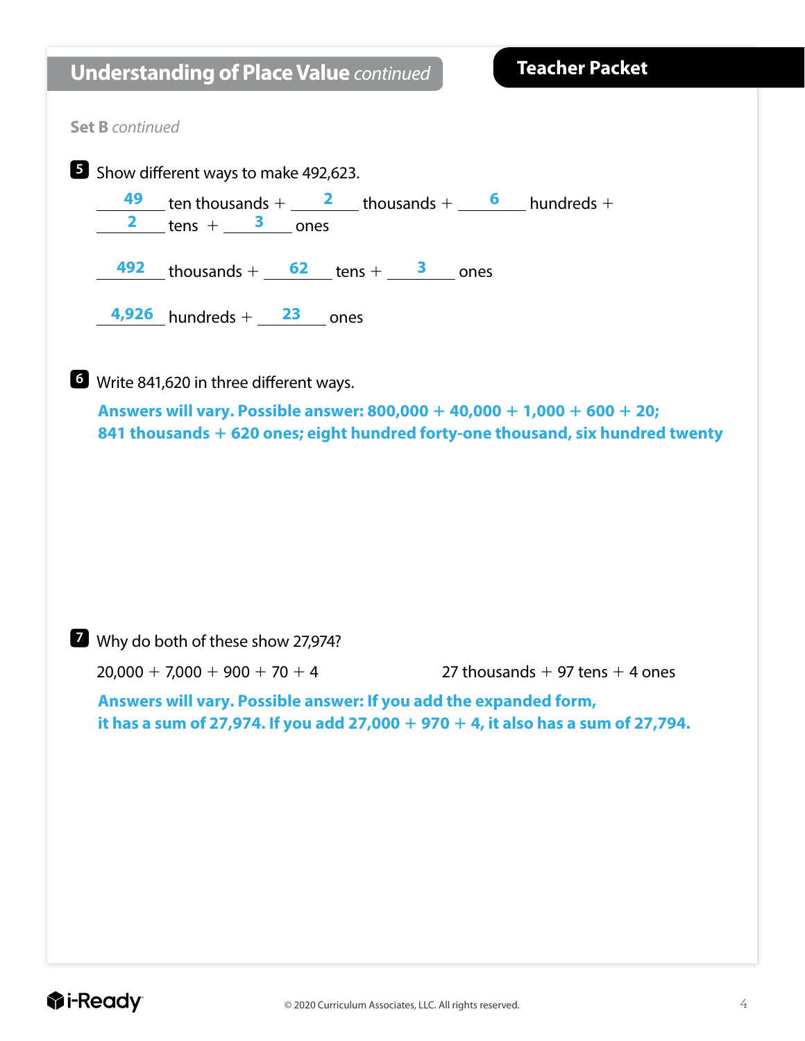## Understanding of Place Value *continued*

**Teacher Packet**

**Set B** *continued*

**5** Show different ways to make 492,623.

**49** ten thousands + **2** thousands + **6** hundreds + **2** tens + **3** ones

**492** thousands + **62** tens + **3** ones

**4,926** hundreds + **23** ones

**6** Write 841,620 in three different ways.

**Answers will vary. Possible answer: 800,000 + 40,000 + 1,000 + 600 + 20; 841 thousands + 620 ones; eight hundred forty-one thousand, six hundred twenty**

**7** Why do both of these show 27,974?

20,000 + 7,000 + 900 + 70 + 4

27 thousands + 97 tens + 4 ones

**Answers will vary. Possible answer: If you add the expanded form, it has a sum of 27,974. If you add 27,000 + 970 + 4, it also has a sum of 27,794.**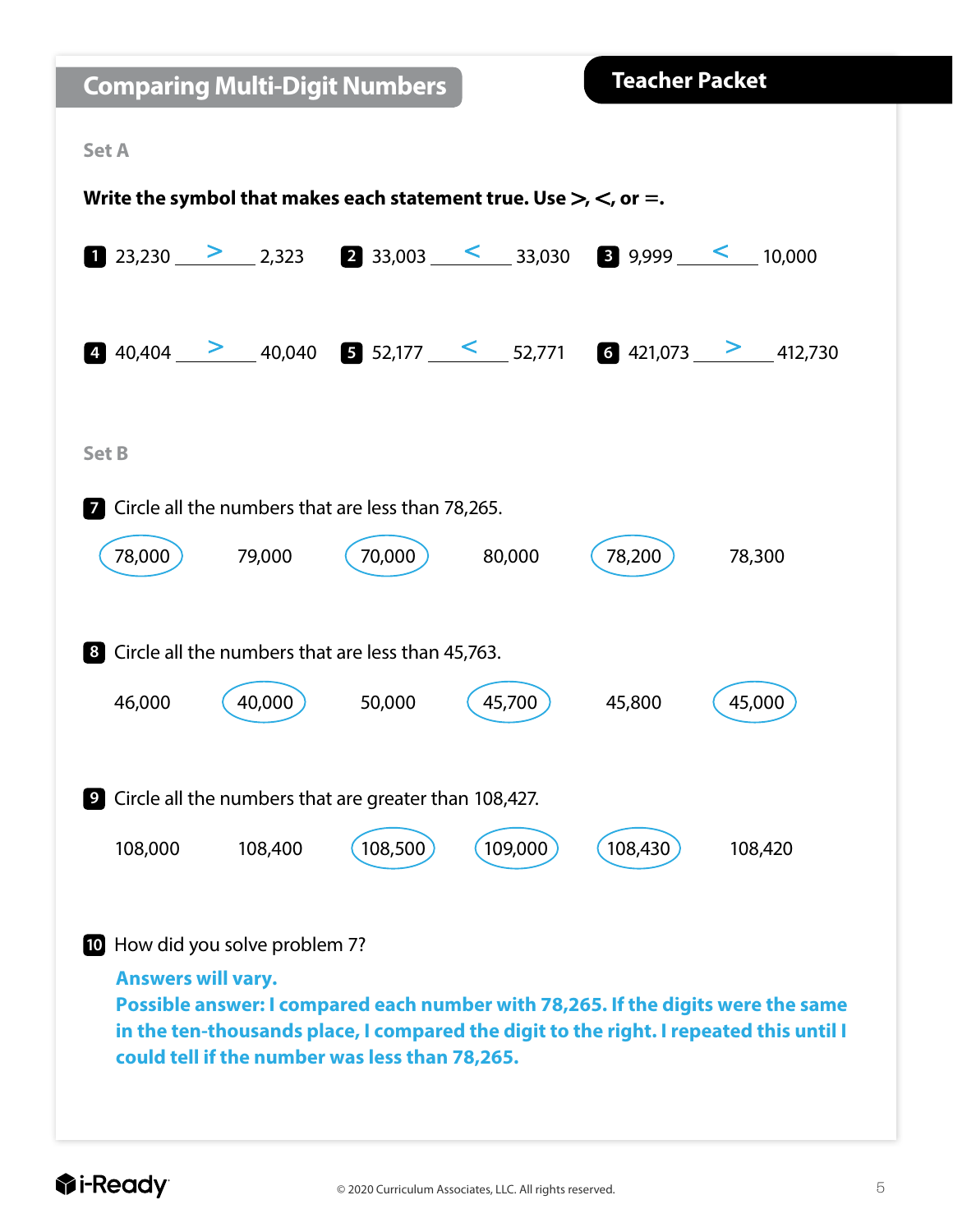## Comparing Multi-Digit Numbers

**Teacher Packet**

### Set A

**Write the symbol that makes each statement true. Use >, <, or =.**

**1** 23,230 __>__ 2,323

**2** 33,003 __<__ 33,030

**3** 9,999 __<__ 10,000

**4** 40,404 __>__ 40,040

**5** 52,177 __<__ 52,771

**6** 421,073 __>__ 412,730

### Set B

**7** Circle all the numbers that are less than 78,265.

(78,000) 79,000 (70,000) 80,000 (78,200) 78,300

**8** Circle all the numbers that are less than 45,763.

46,000 (40,000) 50,000 (45,700) 45,800 (45,000)

**9** Circle all the numbers that are greater than 108,427.

108,000 108,400 (108,500) (109,000) (108,430) 108,420

**10** How did you solve problem 7?

**Answers will vary.**
**Possible answer: I compared each number with 78,265. If the digits were the same in the ten-thousands place, I compared the digit to the right. I repeated this until I could tell if the number was less than 78,265.**

© 2020 Curriculum Associates, LLC. All rights reserved.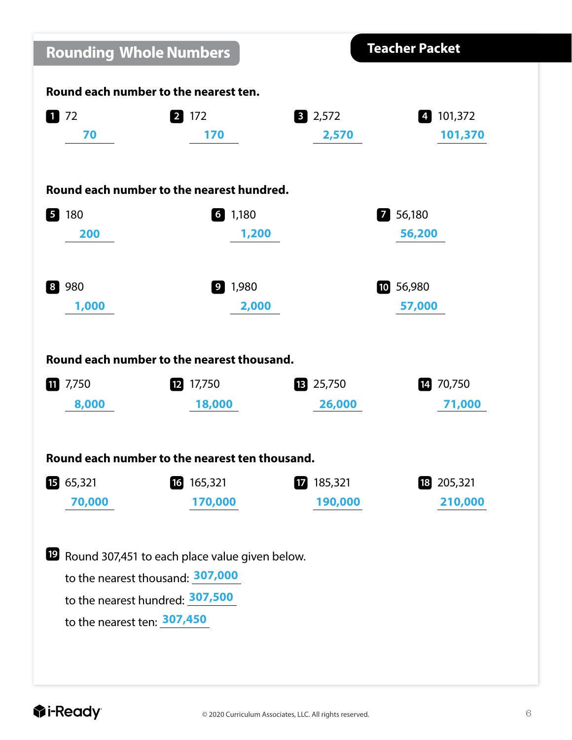## Rounding Whole Numbers

**Teacher Packet**

**Round each number to the nearest ten.**

1. 72 — **70**
2. 172 — **170**
3. 2,572 — **2,570**
4. 101,372 — **101,370**

**Round each number to the nearest hundred.**

5. 180 — **200**
6. 1,180 — **1,200**
7. 56,180 — **56,200**
8. 980 — **1,000**
9. 1,980 — **2,000**
10. 56,980 — **57,000**

**Round each number to the nearest thousand.**

11. 7,750 — **8,000**
12. 17,750 — **18,000**
13. 25,750 — **26,000**
14. 70,750 — **71,000**

**Round each number to the nearest ten thousand.**

15. 65,321 — **70,000**
16. 165,321 — **170,000**
17. 185,321 — **190,000**
18. 205,321 — **210,000**

19. Round 307,451 to each place value given below.

to the nearest thousand: **307,000**

to the nearest hundred: **307,500**

to the nearest ten: **307,450**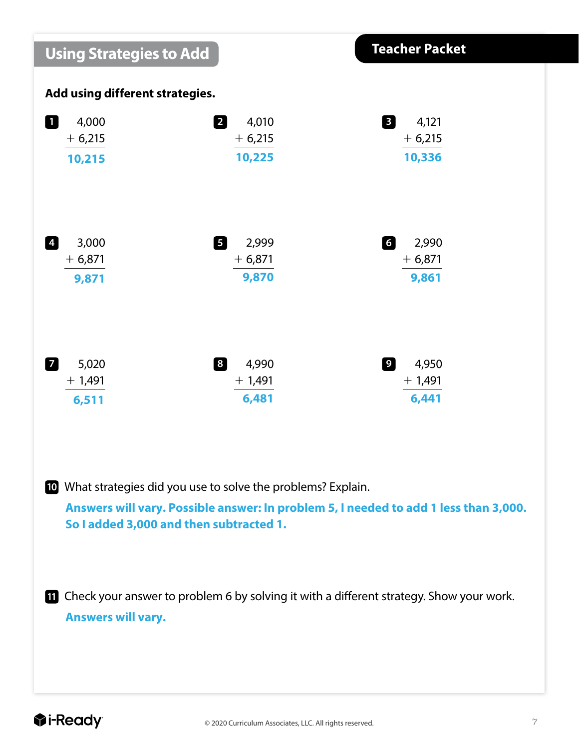## Using Strategies to Add

**Teacher Packet**

**Add using different strategies.**

**1**

$$\begin{array}{r} 4{,}000 \\ +\ 6{,}215 \\ \hline \textbf{10,215} \end{array}$$

**2**

$$\begin{array}{r} 4{,}010 \\ +\ 6{,}215 \\ \hline \textbf{10,225} \end{array}$$

**3**

$$\begin{array}{r} 4{,}121 \\ +\ 6{,}215 \\ \hline \textbf{10,336} \end{array}$$

**4**

$$\begin{array}{r} 3{,}000 \\ +\ 6{,}871 \\ \hline \textbf{9,871} \end{array}$$

**5**

$$\begin{array}{r} 2{,}999 \\ +\ 6{,}871 \\ \hline \textbf{9,870} \end{array}$$

**6**

$$\begin{array}{r} 2{,}990 \\ +\ 6{,}871 \\ \hline \textbf{9,861} \end{array}$$

**7**

$$\begin{array}{r} 5{,}020 \\ +\ 1{,}491 \\ \hline \textbf{6,511} \end{array}$$

**8**

$$\begin{array}{r} 4{,}990 \\ +\ 1{,}491 \\ \hline \textbf{6,481} \end{array}$$

**9**

$$\begin{array}{r} 4{,}950 \\ +\ 1{,}491 \\ \hline \textbf{6,441} \end{array}$$

**10** What strategies did you use to solve the problems? Explain.

**Answers will vary. Possible answer: In problem 5, I needed to add 1 less than 3,000. So I added 3,000 and then subtracted 1.**

**11** Check your answer to problem 6 by solving it with a different strategy. Show your work.

**Answers will vary.**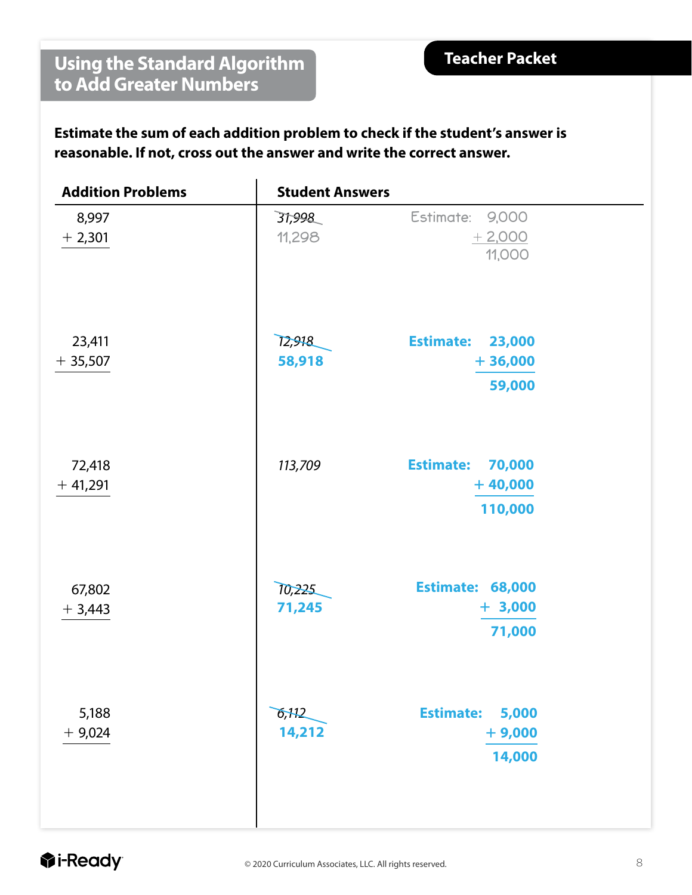## Using the Standard Algorithm to Add Greater Numbers

**Teacher Packet**

**Estimate the sum of each addition problem to check if the student's answer is reasonable. If not, cross out the answer and write the correct answer.**

| Addition Problems | Student Answers | Estimate |
|---|---|---|
| 8,997 + 2,301 | ~~31,998~~ 11,298 | 9,000 + 2,000 = 11,000 |
| 23,411 + 35,507 | ~~12,918~~ **58,918** | **23,000 + 36,000 = 59,000** |
| 72,418 + 41,291 | *113,709* | **70,000 + 40,000 = 110,000** |
| 67,802 + 3,443 | ~~10,225~~ **71,245** | **68,000 + 3,000 = 71,000** |
| 5,188 + 9,024 | ~~6,112~~ **14,212** | **5,000 + 9,000 = 14,000** |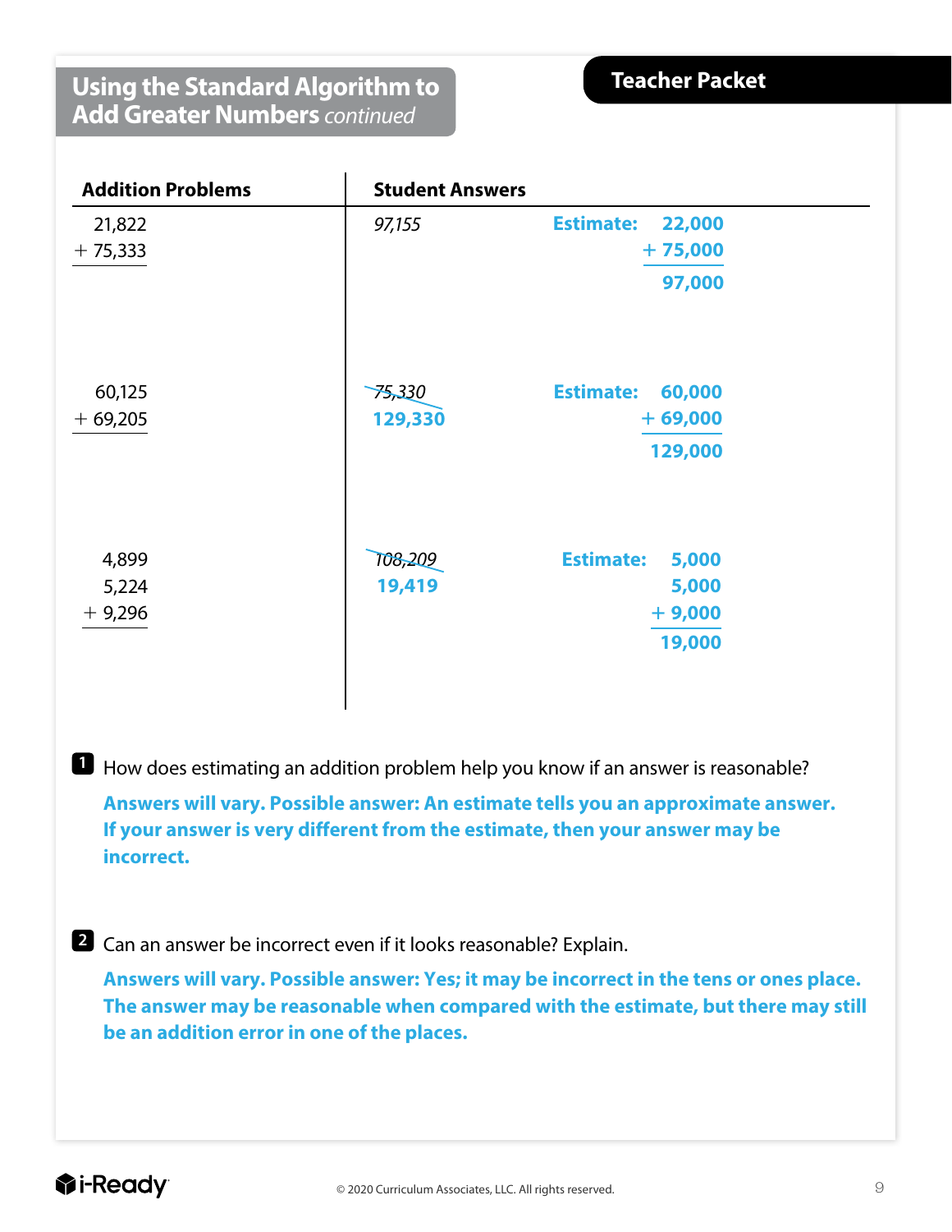## Using the Standard Algorithm to Add Greater Numbers *continued*

**Teacher Packet**

| Addition Problems | Student Answers | Estimate |
|---|---|---|
| 21,822 + 75,333 | *97,155* | **Estimate:** 22,000 + 75,000 = 97,000 |
| 60,125 + 69,205 | ~~*75,330*~~ **129,330** | **Estimate:** 60,000 + 69,000 = 129,000 |
| 4,899 + 5,224 + 9,296 | ~~*108,209*~~ **19,419** | **Estimate:** 5,000 + 5,000 + 9,000 = 19,000 |

**1** How does estimating an addition problem help you know if an answer is reasonable?

**Answers will vary. Possible answer: An estimate tells you an approximate answer. If your answer is very different from the estimate, then your answer may be incorrect.**

**2** Can an answer be incorrect even if it looks reasonable? Explain.

**Answers will vary. Possible answer: Yes; it may be incorrect in the tens or ones place. The answer may be reasonable when compared with the estimate, but there may still be an addition error in one of the places.**

© 2020 Curriculum Associates, LLC. All rights reserved.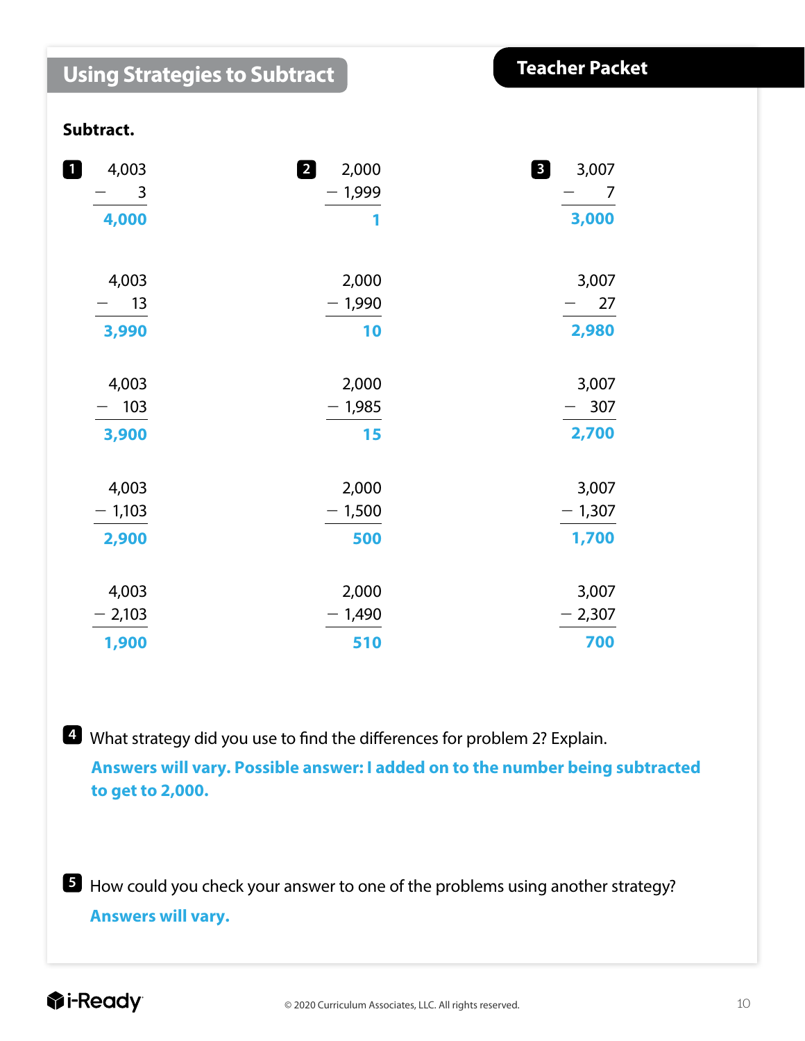## Using Strategies to Subtract

**Teacher Packet**

**Subtract.**

**1**

$$\begin{array}{r} 4{,}003 \\ -\ \ \ \ \ \ 3 \\ \hline \mathbf{4{,}000} \end{array}$$

$$\begin{array}{r} 4{,}003 \\ -\ \ \ \ 13 \\ \hline \mathbf{3{,}990} \end{array}$$

$$\begin{array}{r} 4{,}003 \\ -\ \ \ 103 \\ \hline \mathbf{3{,}900} \end{array}$$

$$\begin{array}{r} 4{,}003 \\ -\ 1{,}103 \\ \hline \mathbf{2{,}900} \end{array}$$

$$\begin{array}{r} 4{,}003 \\ -\ 2{,}103 \\ \hline \mathbf{1{,}900} \end{array}$$

**2**

$$\begin{array}{r} 2{,}000 \\ -\ 1{,}999 \\ \hline \mathbf{1} \end{array}$$

$$\begin{array}{r} 2{,}000 \\ -\ 1{,}990 \\ \hline \mathbf{10} \end{array}$$

$$\begin{array}{r} 2{,}000 \\ -\ 1{,}985 \\ \hline \mathbf{15} \end{array}$$

$$\begin{array}{r} 2{,}000 \\ -\ 1{,}500 \\ \hline \mathbf{500} \end{array}$$

$$\begin{array}{r} 2{,}000 \\ -\ 1{,}490 \\ \hline \mathbf{510} \end{array}$$

**3**

$$\begin{array}{r} 3{,}007 \\ -\ \ \ \ \ \ 7 \\ \hline \mathbf{3{,}000} \end{array}$$

$$\begin{array}{r} 3{,}007 \\ -\ \ \ \ 27 \\ \hline \mathbf{2{,}980} \end{array}$$

$$\begin{array}{r} 3{,}007 \\ -\ \ \ 307 \\ \hline \mathbf{2{,}700} \end{array}$$

$$\begin{array}{r} 3{,}007 \\ -\ 1{,}307 \\ \hline \mathbf{1{,}700} \end{array}$$

$$\begin{array}{r} 3{,}007 \\ -\ 2{,}307 \\ \hline \mathbf{700} \end{array}$$

**4** What strategy did you use to find the differences for problem 2? Explain.

**Answers will vary. Possible answer: I added on to the number being subtracted to get to 2,000.**

**5** How could you check your answer to one of the problems using another strategy?

**Answers will vary.**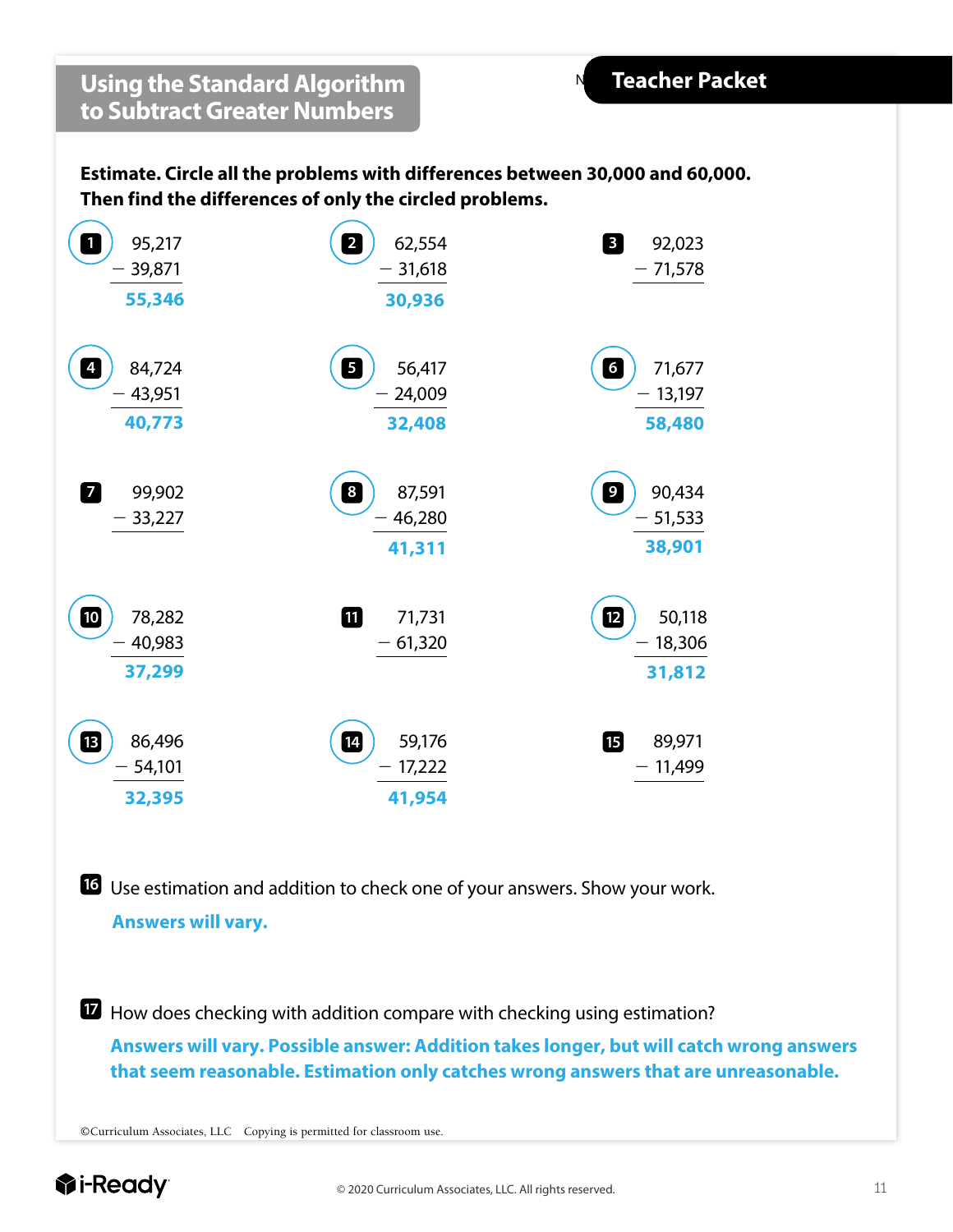## Using the Standard Algorithm to Subtract Greater Numbers

**Teacher Packet**

**Estimate. Circle all the problems with differences between 30,000 and 60,000. Then find the differences of only the circled problems.**

1. (circled) $95{,}217 - 39{,}871$ = **55,346**

2. (circled) $62{,}554 - 31{,}618$ = **30,936**

3. $92{,}023 - 71{,}578$

4. (circled) $84{,}724 - 43{,}951$ = **40,773**

5. (circled) $56{,}417 - 24{,}009$ = **32,408**

6. (circled) $71{,}677 - 13{,}197$ = **58,480**

7. $99{,}902 - 33{,}227$

8. (circled) $87{,}591 - 46{,}280$ = **41,311**

9. (circled) $90{,}434 - 51{,}533$ = **38,901**

10. (circled) $78{,}282 - 40{,}983$ = **37,299**

11. $71{,}731 - 61{,}320$

12. (circled) $50{,}118 - 18{,}306$ = **31,812**

13. (circled) $86{,}496 - 54{,}101$ = **32,395**

14. (circled) $59{,}176 - 17{,}222$ = **41,954**

15. $89{,}971 - 11{,}499$

16. Use estimation and addition to check one of your answers. Show your work.

**Answers will vary.**

17. How does checking with addition compare with checking using estimation?

**Answers will vary. Possible answer: Addition takes longer, but will catch wrong answers that seem reasonable. Estimation only catches wrong answers that are unreasonable.**

©Curriculum Associates, LLC Copying is permitted for classroom use.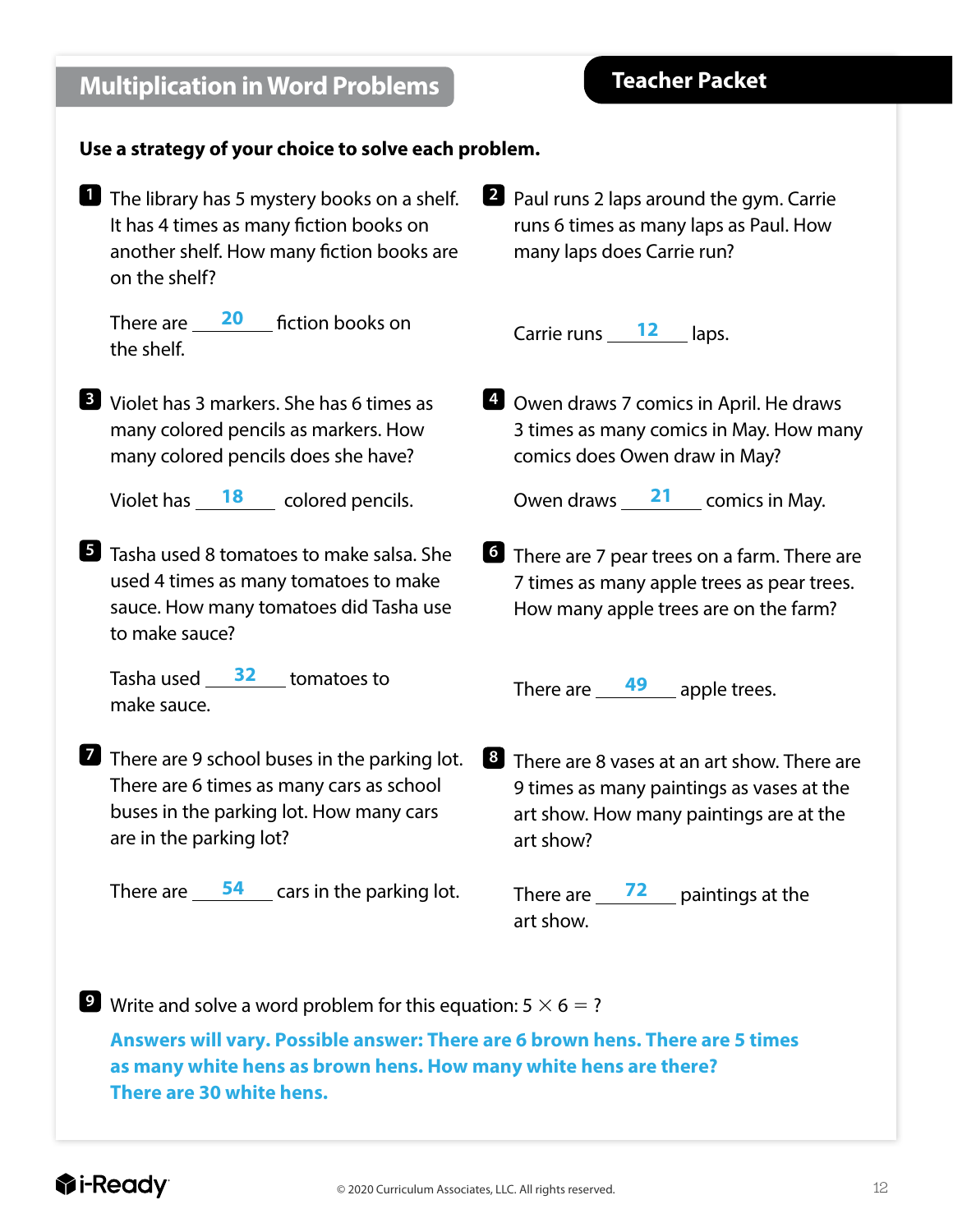# Multiplication in Word Problems

**Teacher Packet**

**Use a strategy of your choice to solve each problem.**

**1** The library has 5 mystery books on a shelf. It has 4 times as many fiction books on another shelf. How many fiction books are on the shelf?

There are **20** fiction books on the shelf.

**2** Paul runs 2 laps around the gym. Carrie runs 6 times as many laps as Paul. How many laps does Carrie run?

Carrie runs **12** laps.

**3** Violet has 3 markers. She has 6 times as many colored pencils as markers. How many colored pencils does she have?

Violet has **18** colored pencils.

**4** Owen draws 7 comics in April. He draws 3 times as many comics in May. How many comics does Owen draw in May?

Owen draws **21** comics in May.

**5** Tasha used 8 tomatoes to make salsa. She used 4 times as many tomatoes to make sauce. How many tomatoes did Tasha use to make sauce?

Tasha used **32** tomatoes to make sauce.

**6** There are 7 pear trees on a farm. There are 7 times as many apple trees as pear trees. How many apple trees are on the farm?

There are **49** apple trees.

**7** There are 9 school buses in the parking lot. There are 6 times as many cars as school buses in the parking lot. How many cars are in the parking lot?

There are **54** cars in the parking lot.

**8** There are 8 vases at an art show. There are 9 times as many paintings as vases at the art show. How many paintings are at the art show?

There are **72** paintings at the art show.

**9** Write and solve a word problem for this equation: $5 \times 6 = ?$

**Answers will vary. Possible answer: There are 6 brown hens. There are 5 times as many white hens as brown hens. How many white hens are there? There are 30 white hens.**

© 2020 Curriculum Associates, LLC. All rights reserved.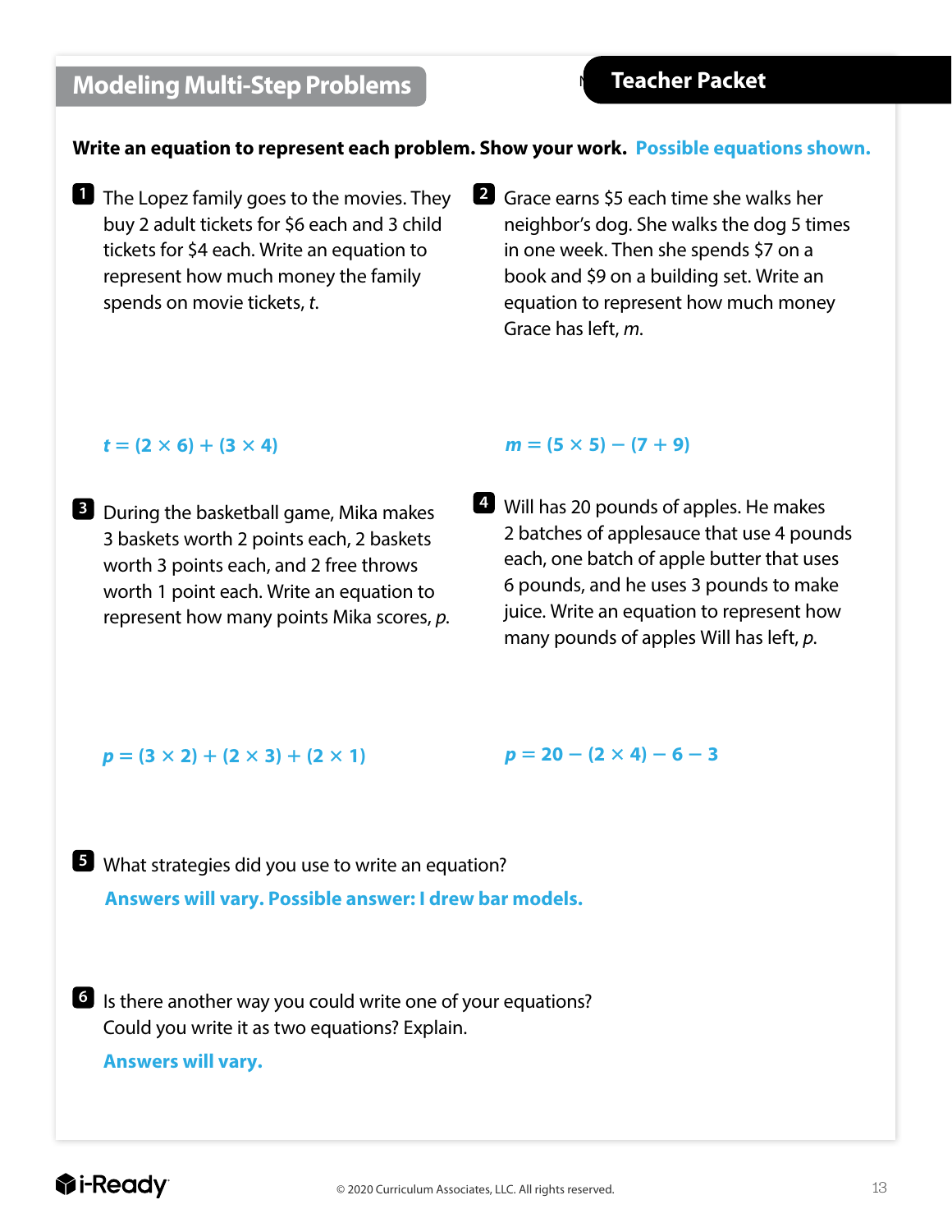## Modeling Multi-Step Problems

**Teacher Packet**

**Write an equation to represent each problem. Show your work.** **Possible equations shown.**

**1** The Lopez family goes to the movies. They buy 2 adult tickets for \$6 each and 3 child tickets for \$4 each. Write an equation to represent how much money the family spends on movie tickets, *t*.

$t = (2 \times 6) + (3 \times 4)$

**2** Grace earns \$5 each time she walks her neighbor's dog. She walks the dog 5 times in one week. Then she spends \$7 on a book and \$9 on a building set. Write an equation to represent how much money Grace has left, *m*.

$m = (5 \times 5) - (7 + 9)$

**3** During the basketball game, Mika makes 3 baskets worth 2 points each, 2 baskets worth 3 points each, and 2 free throws worth 1 point each. Write an equation to represent how many points Mika scores, *p*.

$p = (3 \times 2) + (2 \times 3) + (2 \times 1)$

**4** Will has 20 pounds of apples. He makes 2 batches of applesauce that use 4 pounds each, one batch of apple butter that uses 6 pounds, and he uses 3 pounds to make juice. Write an equation to represent how many pounds of apples Will has left, *p*.

$p = 20 - (2 \times 4) - 6 - 3$

**5** What strategies did you use to write an equation?

**Answers will vary. Possible answer: I drew bar models.**

**6** Is there another way you could write one of your equations? Could you write it as two equations? Explain.

**Answers will vary.**

© 2020 Curriculum Associates, LLC. All rights reserved.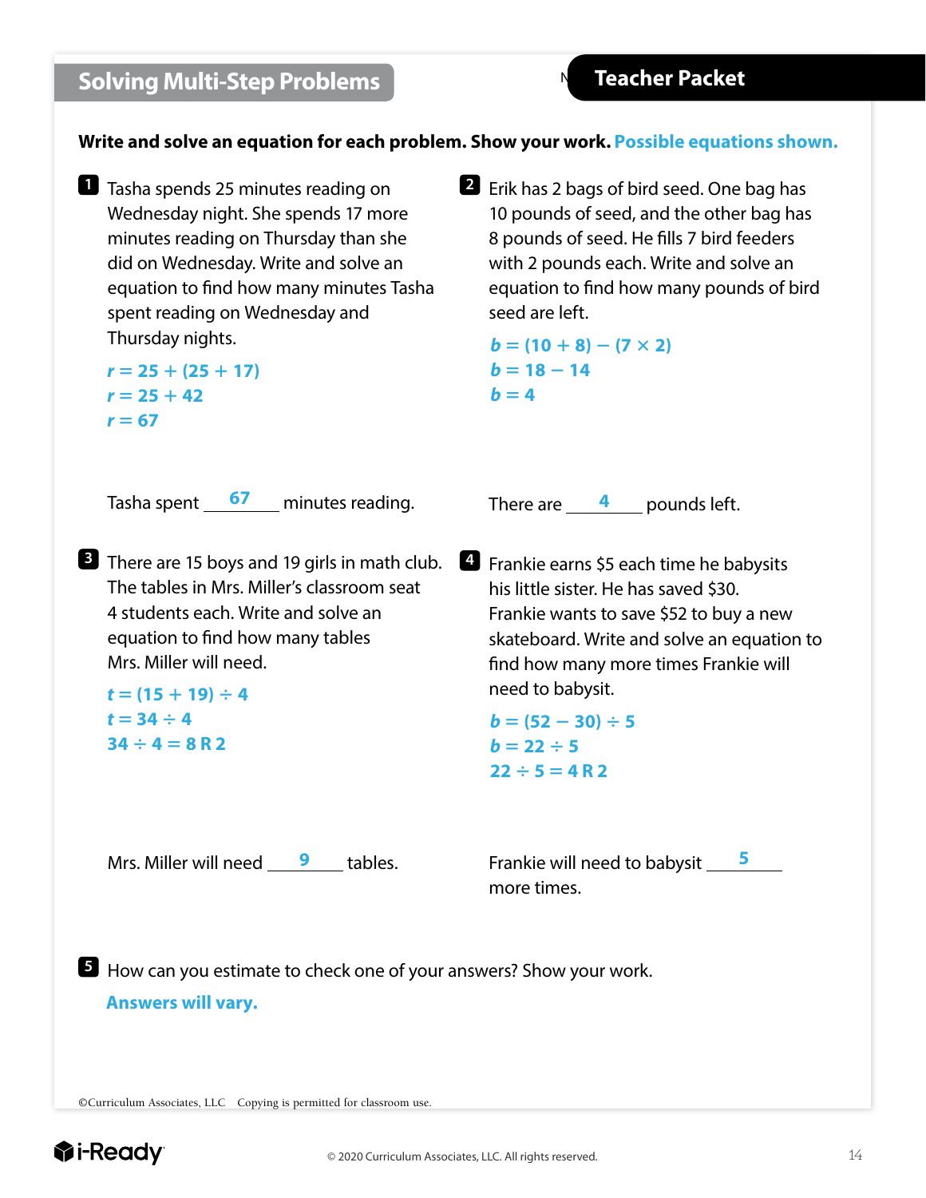## Solving Multi-Step Problems

**Teacher Packet**

**Write and solve an equation for each problem. Show your work.** **Possible equations shown.**

**1** Tasha spends 25 minutes reading on Wednesday night. She spends 17 more minutes reading on Thursday than she did on Wednesday. Write and solve an equation to find how many minutes Tasha spent reading on Wednesday and Thursday nights.

$r = 25 + (25 + 17)$
$r = 25 + 42$
$r = 67$

Tasha spent **67** minutes reading.

**2** Erik has 2 bags of bird seed. One bag has 10 pounds of seed, and the other bag has 8 pounds of seed. He fills 7 bird feeders with 2 pounds each. Write and solve an equation to find how many pounds of bird seed are left.

$b = (10 + 8) - (7 \times 2)$
$b = 18 - 14$
$b = 4$

There are **4** pounds left.

**3** There are 15 boys and 19 girls in math club. The tables in Mrs. Miller's classroom seat 4 students each. Write and solve an equation to find how many tables Mrs. Miller will need.

$t = (15 + 19) \div 4$
$t = 34 \div 4$
$34 \div 4 = 8 \text{ R } 2$

Mrs. Miller will need **9** tables.

**4** Frankie earns $5 each time he babysits his little sister. He has saved $30. Frankie wants to save $52 to buy a new skateboard. Write and solve an equation to find how many more times Frankie will need to babysit.

$b = (52 - 30) \div 5$
$b = 22 \div 5$
$22 \div 5 = 4 \text{ R } 2$

Frankie will need to babysit **5** more times.

**5** How can you estimate to check one of your answers? Show your work.

**Answers will vary.**

©Curriculum Associates, LLC Copying is permitted for classroom use.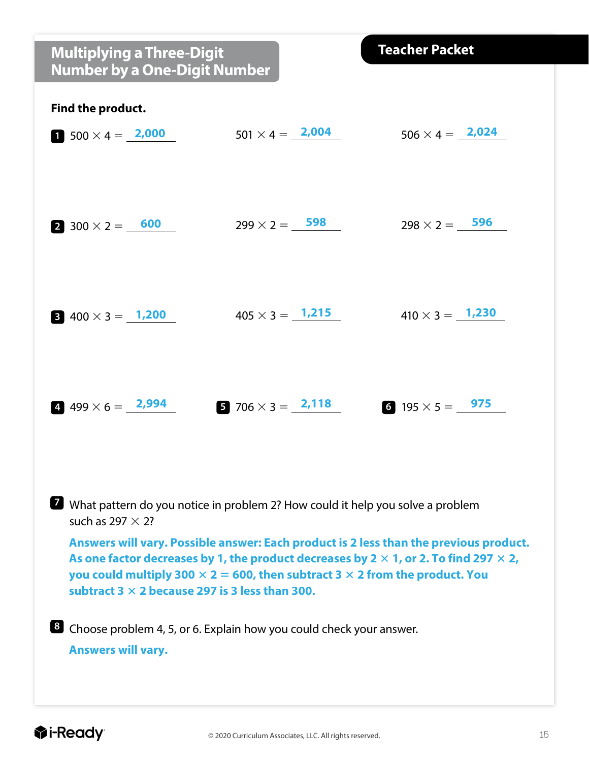# Multiplying a Three-Digit Number by a One-Digit Number

**Teacher Packet**

**Find the product.**

**1** $500 \times 4 =$ **2,000** $501 \times 4 =$ **2,004** $506 \times 4 =$ **2,024**

**2** $300 \times 2 =$ **600** $299 \times 2 =$ **598** $298 \times 2 =$ **596**

**3** $400 \times 3 =$ **1,200** $405 \times 3 =$ **1,215** $410 \times 3 =$ **1,230**

**4** $499 \times 6 =$ **2,994**

**5** $706 \times 3 =$ **2,118**

**6** $195 \times 5 =$ **975**

**7** What pattern do you notice in problem 2? How could it help you solve a problem such as $297 \times 2$?

**Answers will vary. Possible answer: Each product is 2 less than the previous product. As one factor decreases by 1, the product decreases by $2 \times 1$, or 2. To find $297 \times 2$, you could multiply $300 \times 2 = 600$, then subtract $3 \times 2$ from the product. You subtract $3 \times 2$ because 297 is 3 less than 300.**

**8** Choose problem 4, 5, or 6. Explain how you could check your answer.

**Answers will vary.**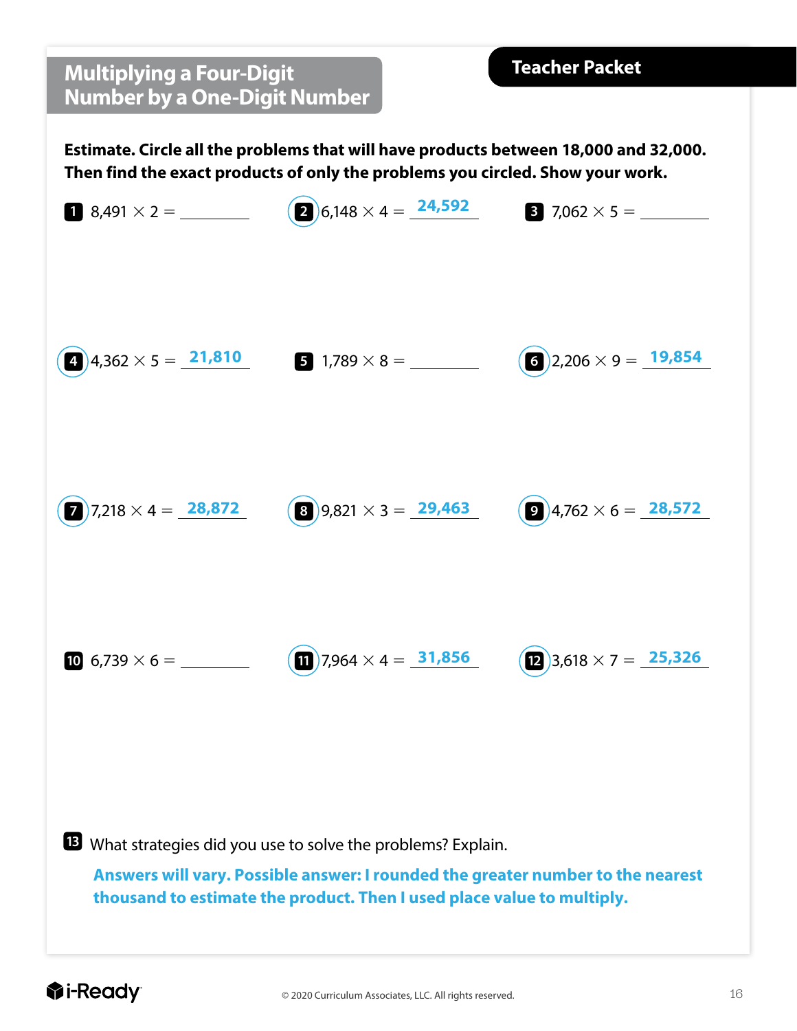# Multiplying a Four-Digit Number by a One-Digit Number

**Teacher Packet**

**Estimate. Circle all the problems that will have products between 18,000 and 32,000. Then find the exact products of only the problems you circled. Show your work.**

1. $8,491 \times 2 =$ ________

2. (circled) $6,148 \times 4 =$ **24,592**

3. $7,062 \times 5 =$ ________

4. (circled) $4,362 \times 5 =$ **21,810**

5. $1,789 \times 8 =$ ________

6. (circled) $2,206 \times 9 =$ **19,854**

7. (circled) $7,218 \times 4 =$ **28,872**

8. (circled) $9,821 \times 3 =$ **29,463**

9. (circled) $4,762 \times 6 =$ **28,572**

10. $6,739 \times 6 =$ ________

11. (circled) $7,964 \times 4 =$ **31,856**

12. (circled) $3,618 \times 7 =$ **25,326**

13. What strategies did you use to solve the problems? Explain.

**Answers will vary. Possible answer: I rounded the greater number to the nearest thousand to estimate the product. Then I used place value to multiply.**

© 2020 Curriculum Associates, LLC. All rights reserved.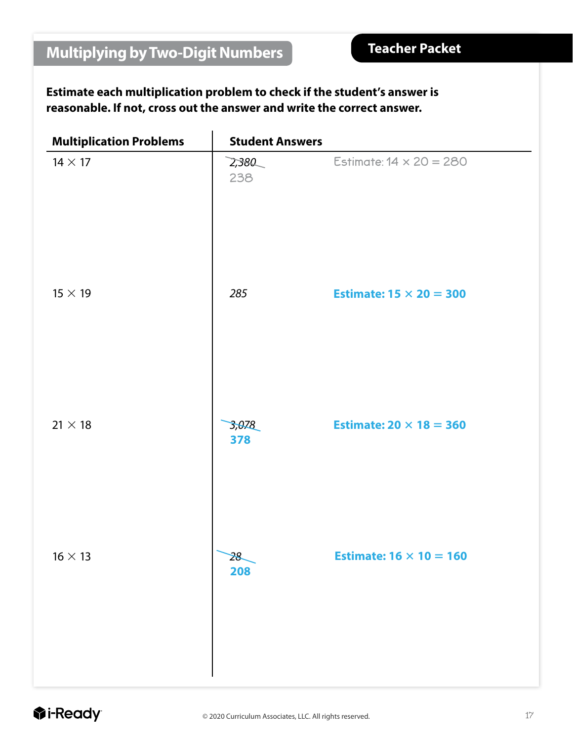## Multiplying by Two-Digit Numbers

**Teacher Packet**

**Estimate each multiplication problem to check if the student's answer is reasonable. If not, cross out the answer and write the correct answer.**

| Multiplication Problems | Student Answers | |
|---|---|---|
| $14 \times 17$ | ~~2,380~~ 238 | Estimate: $14 \times 20 = 280$ |
| $15 \times 19$ | 285 | **Estimate: $15 \times 20 = 300$** |
| $21 \times 18$ | ~~3,078~~ **378** | **Estimate: $20 \times 18 = 360$** |
| $16 \times 13$ | ~~28~~ **208** | **Estimate: $16 \times 10 = 160$** |

© 2020 Curriculum Associates, LLC. All rights reserved.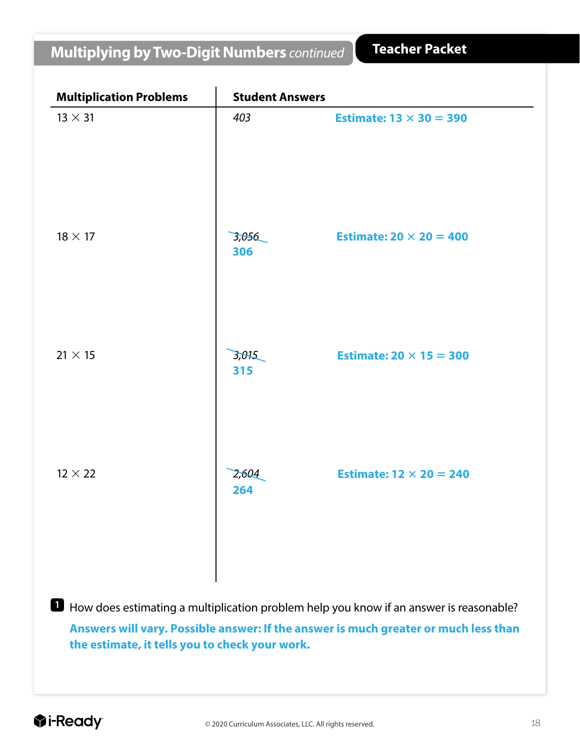# Multiplying by Two-Digit Numbers *continued*

**Teacher Packet**

| Multiplication Problems | Student Answers | |
|---|---|---|
| $13 \times 31$ | *403* | **Estimate: $13 \times 30 = 390$** |
| $18 \times 17$ | ~~*3,056*~~ **306** | **Estimate: $20 \times 20 = 400$** |
| $21 \times 15$ | ~~*3,015*~~ **315** | **Estimate: $20 \times 15 = 300$** |
| $12 \times 22$ | ~~*2,604*~~ **264** | **Estimate: $12 \times 20 = 240$** |

**1** How does estimating a multiplication problem help you know if an answer is reasonable?

**Answers will vary. Possible answer: If the answer is much greater or much less than the estimate, it tells you to check your work.**

© 2020 Curriculum Associates, LLC. All rights reserved.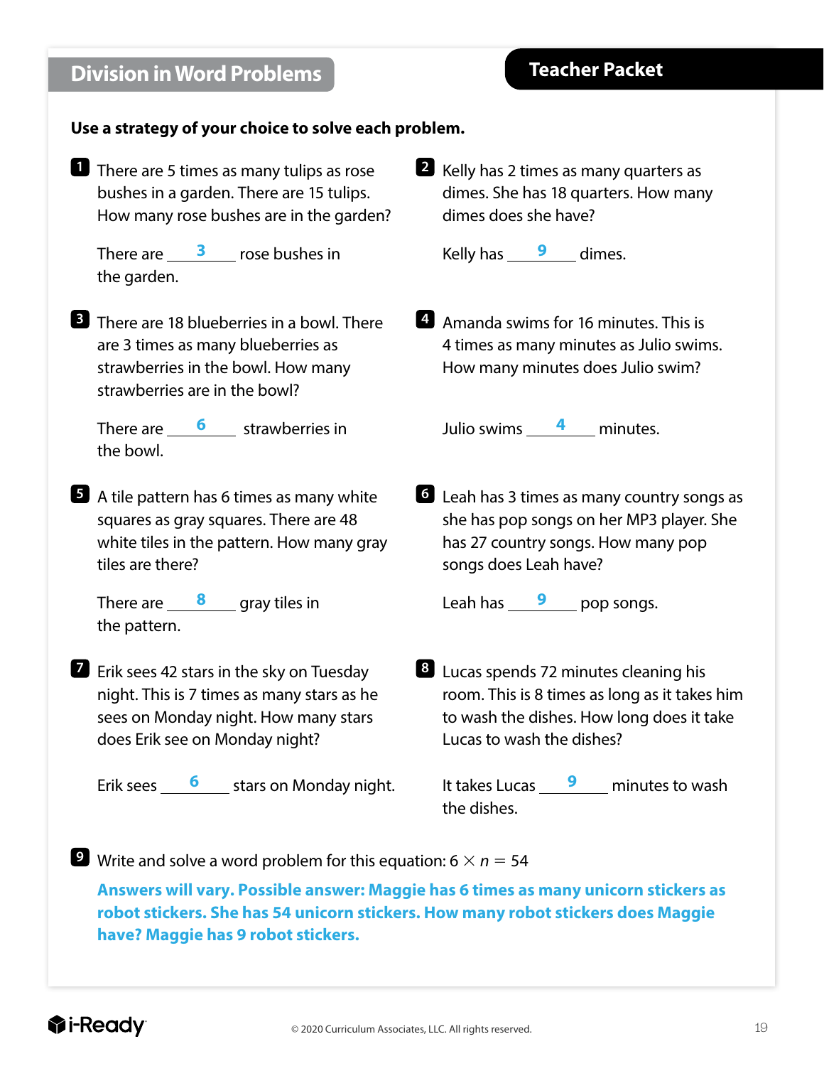## Division in Word Problems

**Teacher Packet**

**Use a strategy of your choice to solve each problem.**

**1** There are 5 times as many tulips as rose bushes in a garden. There are 15 tulips. How many rose bushes are in the garden?

There are \_\_**3**\_\_ rose bushes in the garden.

**2** Kelly has 2 times as many quarters as dimes. She has 18 quarters. How many dimes does she have?

Kelly has \_\_**9**\_\_ dimes.

**3** There are 18 blueberries in a bowl. There are 3 times as many blueberries as strawberries in the bowl. How many strawberries are in the bowl?

There are \_\_**6**\_\_ strawberries in the bowl.

**4** Amanda swims for 16 minutes. This is 4 times as many minutes as Julio swims. How many minutes does Julio swim?

Julio swims \_\_**4**\_\_ minutes.

**5** A tile pattern has 6 times as many white squares as gray squares. There are 48 white tiles in the pattern. How many gray tiles are there?

There are \_\_**8**\_\_ gray tiles in the pattern.

**6** Leah has 3 times as many country songs as she has pop songs on her MP3 player. She has 27 country songs. How many pop songs does Leah have?

Leah has \_\_**9**\_\_ pop songs.

**7** Erik sees 42 stars in the sky on Tuesday night. This is 7 times as many stars as he sees on Monday night. How many stars does Erik see on Monday night?

Erik sees \_\_**6**\_\_ stars on Monday night.

**8** Lucas spends 72 minutes cleaning his room. This is 8 times as long as it takes him to wash the dishes. How long does it take Lucas to wash the dishes?

It takes Lucas \_\_**9**\_\_ minutes to wash the dishes.

**9** Write and solve a word problem for this equation: $6 \times n = 54$

**Answers will vary. Possible answer: Maggie has 6 times as many unicorn stickers as robot stickers. She has 54 unicorn stickers. How many robot stickers does Maggie have? Maggie has 9 robot stickers.**

© 2020 Curriculum Associates, LLC. All rights reserved.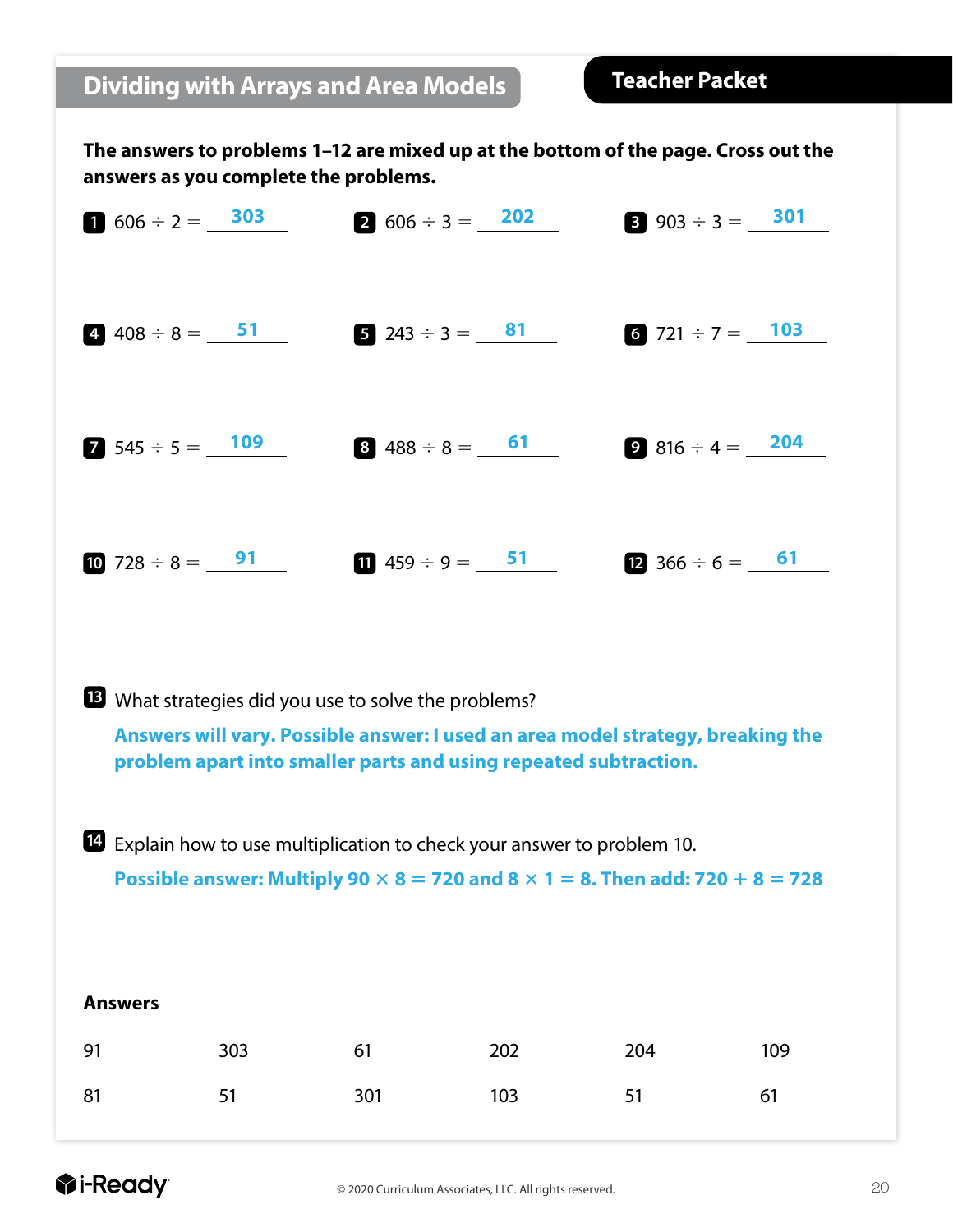# Dividing with Arrays and Area Models

**Teacher Packet**

**The answers to problems 1–12 are mixed up at the bottom of the page. Cross out the answers as you complete the problems.**

**1** $606 \div 2 =$ **303**

**2** $606 \div 3 =$ **202**

**3** $903 \div 3 =$ **301**

**4** $408 \div 8 =$ **51**

**5** $243 \div 3 =$ **81**

**6** $721 \div 7 =$ **103**

**7** $545 \div 5 =$ **109**

**8** $488 \div 8 =$ **61**

**9** $816 \div 4 =$ **204**

**10** $728 \div 8 =$ **91**

**11** $459 \div 9 =$ **51**

**12** $366 \div 6 =$ **61**

**13** What strategies did you use to solve the problems?

**Answers will vary. Possible answer: I used an area model strategy, breaking the problem apart into smaller parts and using repeated subtraction.**

**14** Explain how to use multiplication to check your answer to problem 10.

**Possible answer: Multiply $90 \times 8 = 720$ and $8 \times 1 = 8$. Then add: $720 + 8 = 728$**

**Answers**

| | | | | | |
|---|---|---|---|---|---|
| 91 | 303 | 61 | 202 | 204 | 109 |
| 81 | 51 | 301 | 103 | 51 | 61 |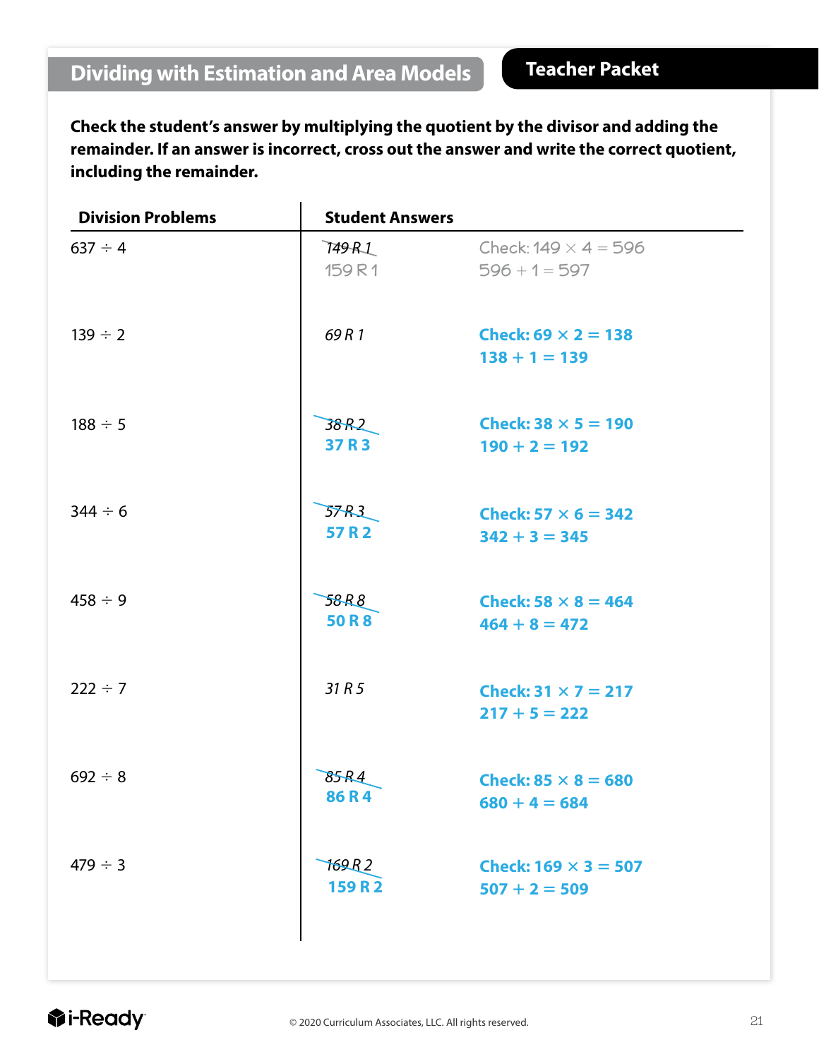## Dividing with Estimation and Area Models

**Teacher Packet**

**Check the student's answer by multiplying the quotient by the divisor and adding the remainder. If an answer is incorrect, cross out the answer and write the correct quotient, including the remainder.**

| Division Problems | Student Answers | |
|---|---|---|
| $637 \div 4$ | ~~*149 R 1*~~<br>159 R 1 | Check: $149 \times 4 = 596$<br>$596 + 1 = 597$ |
| $139 \div 2$ | *69 R 1* | **Check: $69 \times 2 = 138$**<br>**$138 + 1 = 139$** |
| $188 \div 5$ | ~~*38 R 2*~~<br>**37 R 3** | **Check: $38 \times 5 = 190$**<br>**$190 + 2 = 192$** |
| $344 \div 6$ | ~~*57 R 3*~~<br>**57 R 2** | **Check: $57 \times 6 = 342$**<br>**$342 + 3 = 345$** |
| $458 \div 9$ | ~~*58 R 8*~~<br>**50 R 8** | **Check: $58 \times 8 = 464$**<br>**$464 + 8 = 472$** |
| $222 \div 7$ | *31 R 5* | **Check: $31 \times 7 = 217$**<br>**$217 + 5 = 222$** |
| $692 \div 8$ | ~~*85 R 4*~~<br>**86 R 4** | **Check: $85 \times 8 = 680$**<br>**$680 + 4 = 684$** |
| $479 \div 3$ | ~~*169 R 2*~~<br>**159 R 2** | **Check: $169 \times 3 = 507$**<br>**$507 + 2 = 509$** |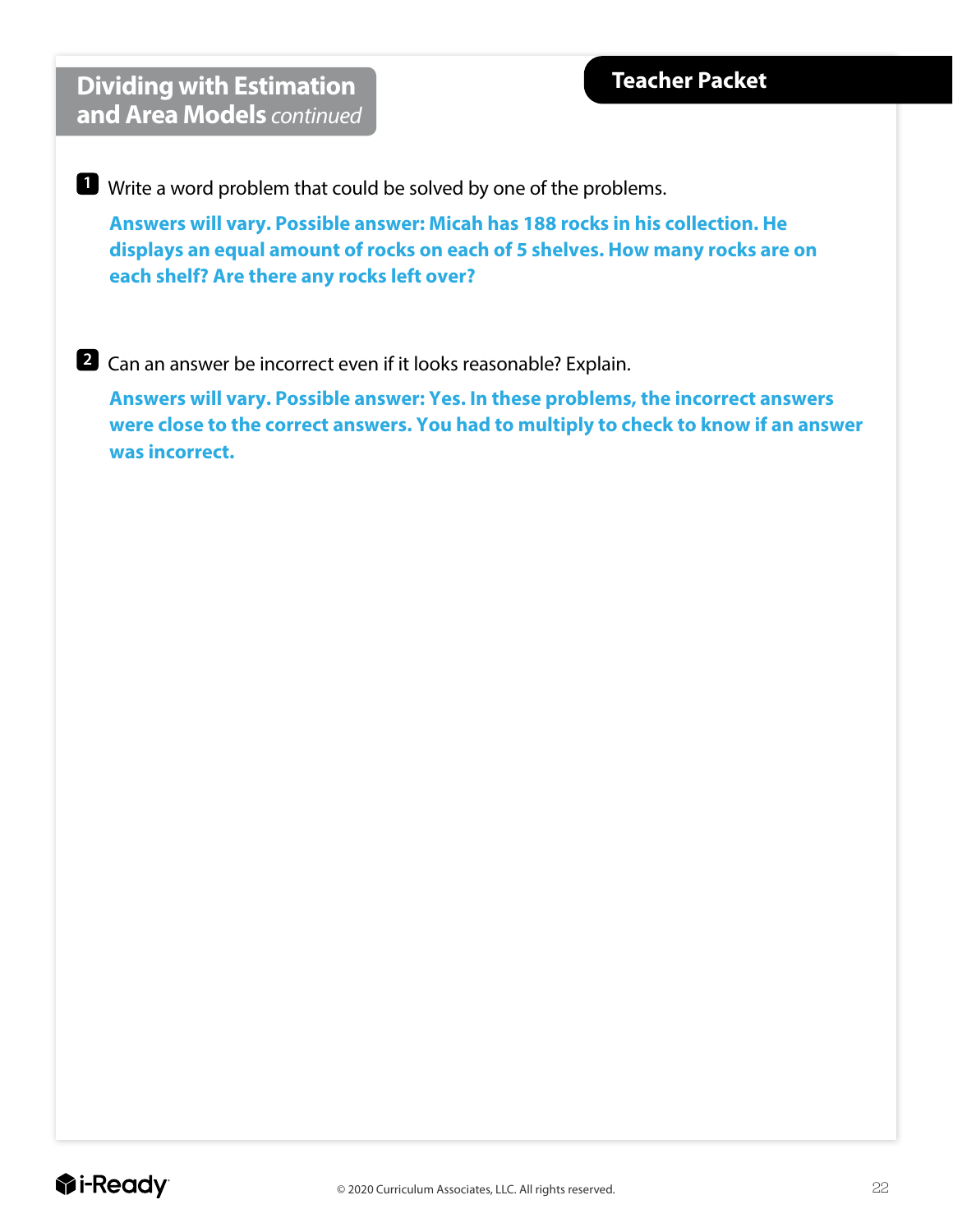# Dividing with Estimation and Area Models *continued*

**Teacher Packet**

**1** Write a word problem that could be solved by one of the problems.

**Answers will vary. Possible answer: Micah has 188 rocks in his collection. He displays an equal amount of rocks on each of 5 shelves. How many rocks are on each shelf? Are there any rocks left over?**

**2** Can an answer be incorrect even if it looks reasonable? Explain.

**Answers will vary. Possible answer: Yes. In these problems, the incorrect answers were close to the correct answers. You had to multiply to check to know if an answer was incorrect.**

© 2020 Curriculum Associates, LLC. All rights reserved.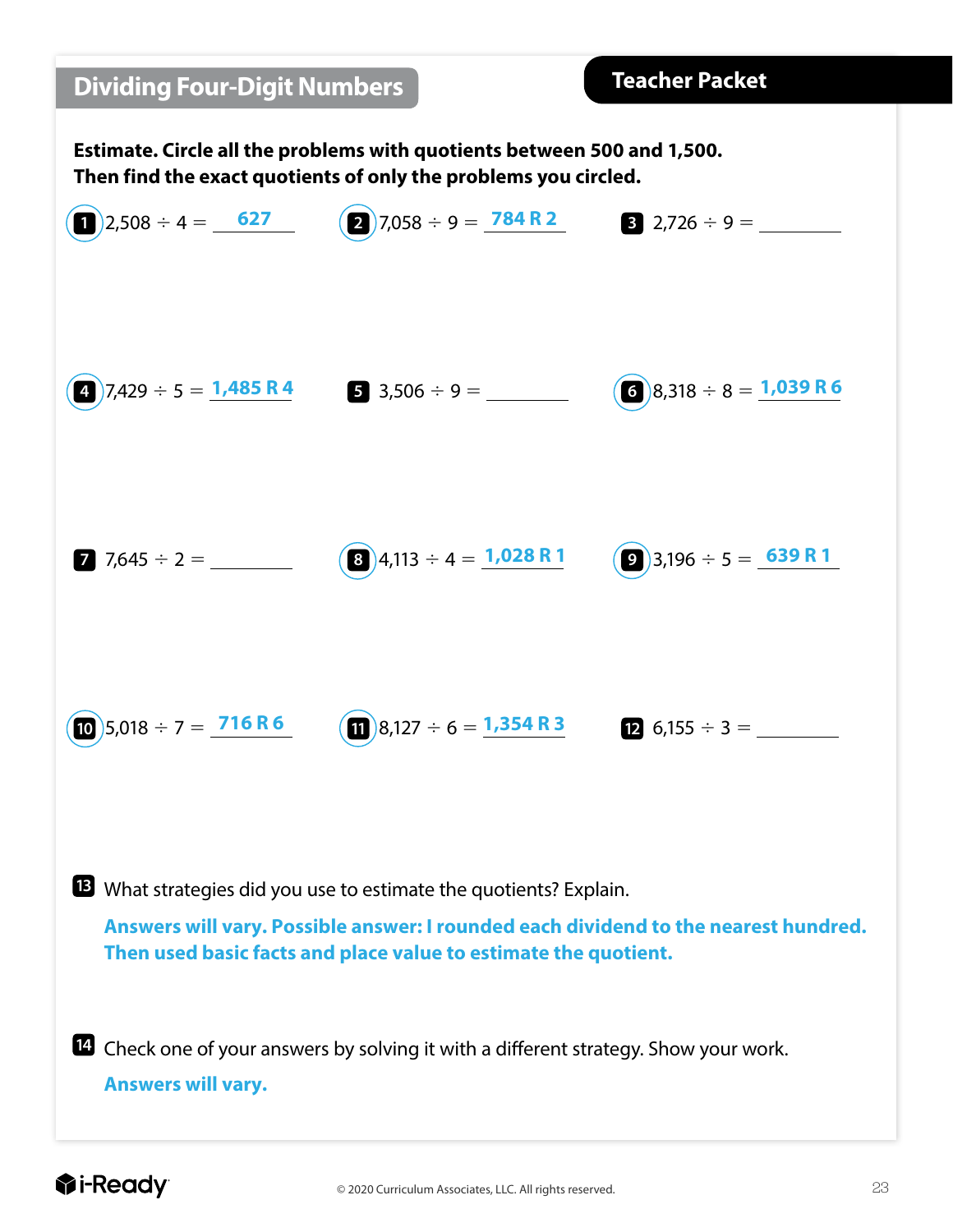## Dividing Four-Digit Numbers

**Teacher Packet**

**Estimate. Circle all the problems with quotients between 500 and 1,500. Then find the exact quotients of only the problems you circled.**

1. (circled) 2,508 ÷ 4 = **627**
2. (circled) 7,058 ÷ 9 = **784 R 2**
3. 2,726 ÷ 9 = ________
4. (circled) 7,429 ÷ 5 = **1,485 R 4**
5. 3,506 ÷ 9 = ________
6. (circled) 8,318 ÷ 8 = **1,039 R 6**
7. 7,645 ÷ 2 = ________
8. (circled) 4,113 ÷ 4 = **1,028 R 1**
9. (circled) 3,196 ÷ 5 = **639 R 1**
10. (circled) 5,018 ÷ 7 = **716 R 6**
11. (circled) 8,127 ÷ 6 = **1,354 R 3**
12. 6,155 ÷ 3 = ________

13. What strategies did you use to estimate the quotients? Explain.

    **Answers will vary. Possible answer: I rounded each dividend to the nearest hundred. Then used basic facts and place value to estimate the quotient.**

14. Check one of your answers by solving it with a different strategy. Show your work.

    **Answers will vary.**

© 2020 Curriculum Associates, LLC. All rights reserved.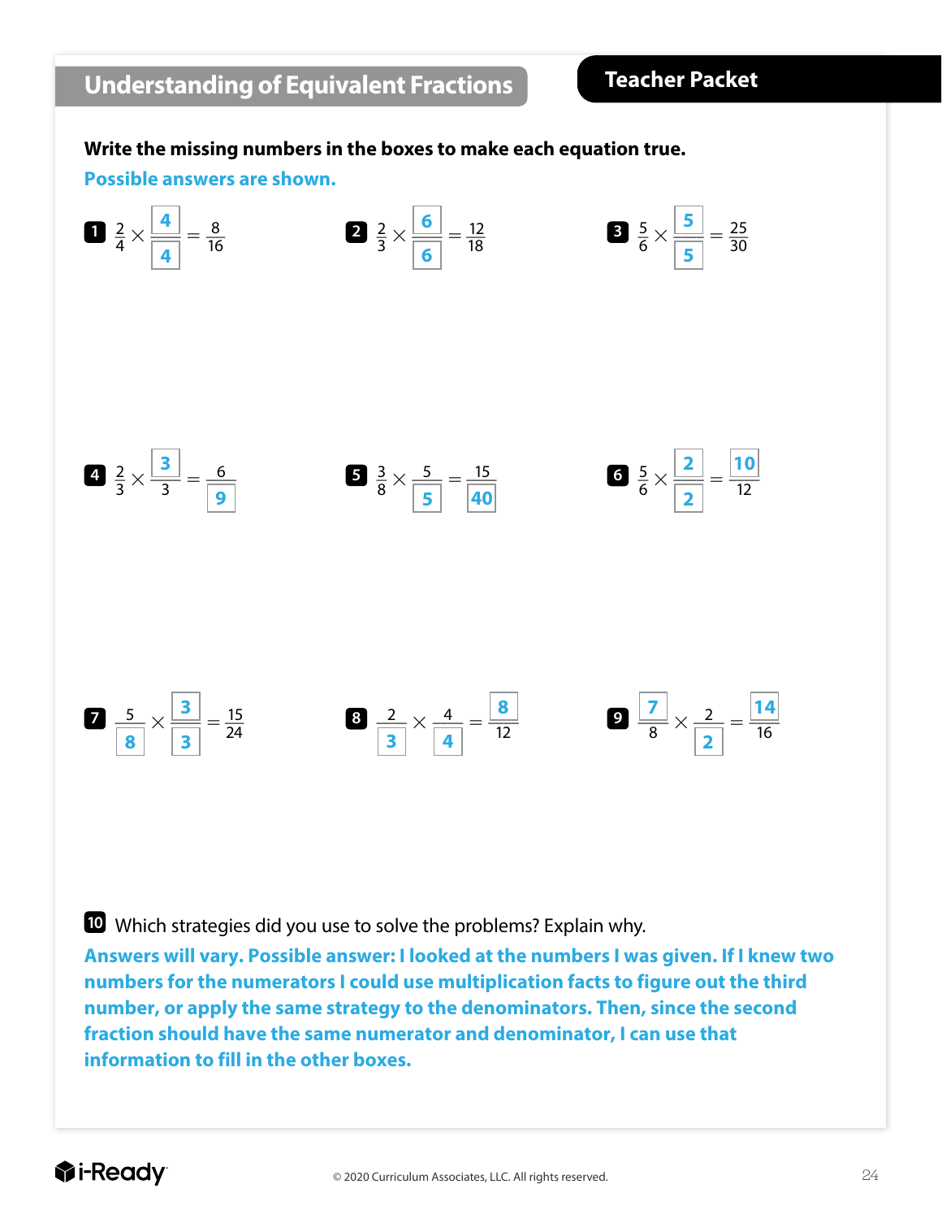## Understanding of Equivalent Fractions

**Teacher Packet**

**Write the missing numbers in the boxes to make each equation true.**

**Possible answers are shown.**

1. $\frac{2}{4} \times \frac{\boxed{4}}{\boxed{4}} = \frac{8}{16}$

2. $\frac{2}{3} \times \frac{\boxed{6}}{\boxed{6}} = \frac{12}{18}$

3. $\frac{5}{6} \times \frac{\boxed{5}}{\boxed{5}} = \frac{25}{30}$

4. $\frac{2}{3} \times \frac{\boxed{3}}{3} = \frac{6}{\boxed{9}}$

5. $\frac{3}{8} \times \frac{5}{\boxed{5}} = \frac{15}{\boxed{40}}$

6. $\frac{5}{6} \times \frac{\boxed{2}}{\boxed{2}} = \frac{\boxed{10}}{12}$

7. $\frac{5}{\boxed{8}} \times \frac{\boxed{3}}{\boxed{3}} = \frac{15}{24}$

8. $\frac{2}{\boxed{3}} \times \frac{4}{\boxed{4}} = \frac{\boxed{8}}{12}$

9. $\frac{\boxed{7}}{8} \times \frac{2}{\boxed{2}} = \frac{\boxed{14}}{16}$

10. Which strategies did you use to solve the problems? Explain why.

**Answers will vary. Possible answer: I looked at the numbers I was given. If I knew two numbers for the numerators I could use multiplication facts to figure out the third number, or apply the same strategy to the denominators. Then, since the second fraction should have the same numerator and denominator, I can use that information to fill in the other boxes.**

© 2020 Curriculum Associates, LLC. All rights reserved.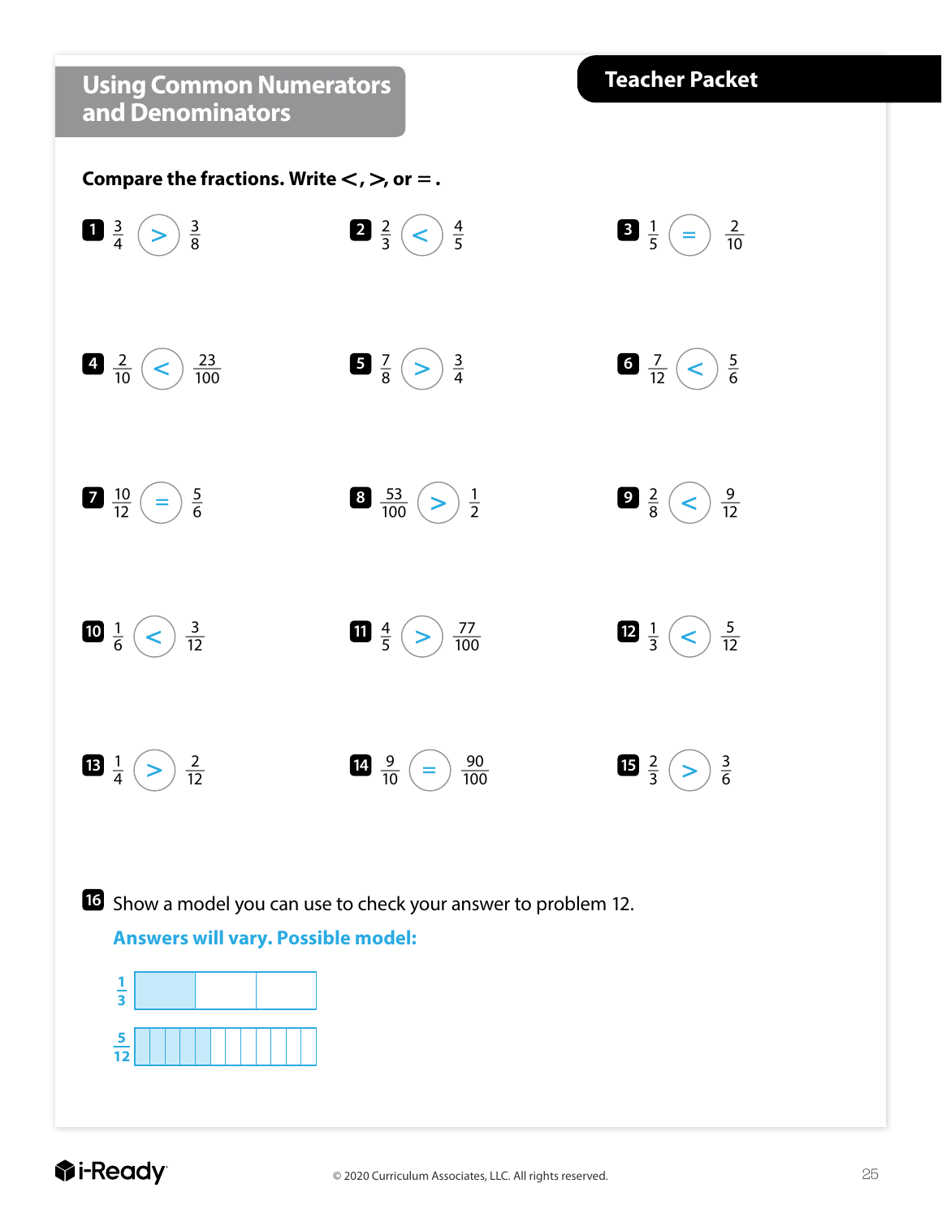# Using Common Numerators and Denominators

Teacher Packet

**Compare the fractions. Write <, >, or =.**

1. $\frac{3}{4} > \frac{3}{8}$
2. $\frac{2}{3} < \frac{4}{5}$
3. $\frac{1}{5} = \frac{2}{10}$
4. $\frac{2}{10} < \frac{23}{100}$
5. $\frac{7}{8} > \frac{3}{4}$
6. $\frac{7}{12} < \frac{5}{6}$
7. $\frac{10}{12} = \frac{5}{6}$
8. $\frac{53}{100} > \frac{1}{2}$
9. $\frac{2}{8} < \frac{9}{12}$
10. $\frac{1}{6} < \frac{3}{12}$
11. $\frac{4}{5} > \frac{77}{100}$
12. $\frac{1}{3} < \frac{5}{12}$
13. $\frac{1}{4} > \frac{2}{12}$
14. $\frac{9}{10} = \frac{90}{100}$
15. $\frac{2}{3} > \frac{3}{6}$

16. Show a model you can use to check your answer to problem 12.

**Answers will vary. Possible model:**

$\frac{1}{3}$: a bar divided into 3 equal parts with 1 part shaded

$\frac{5}{12}$: a bar of the same length divided into 12 equal parts with 5 parts shaded

© 2020 Curriculum Associates, LLC. All rights reserved.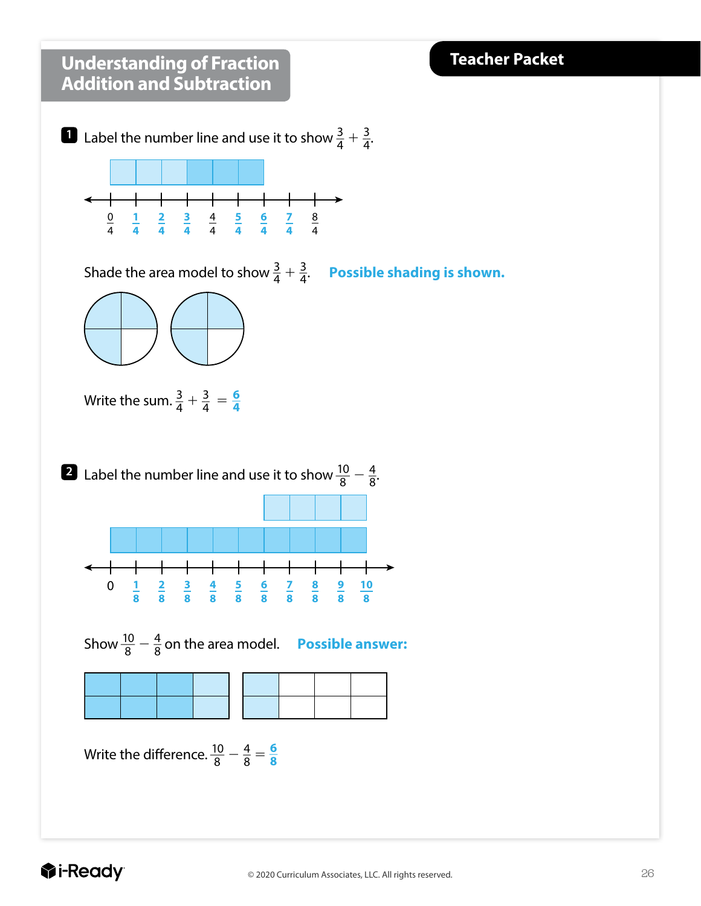# Understanding of Fraction Addition and Subtraction

**Teacher Packet**

**1** Label the number line and use it to show $\frac{3}{4} + \frac{3}{4}$.

$\frac{0}{4}$, $\frac{1}{4}$, $\frac{2}{4}$, $\frac{3}{4}$, $\frac{4}{4}$, $\frac{5}{4}$, $\frac{6}{4}$, $\frac{7}{4}$, $\frac{8}{4}$

Shade the area model to show $\frac{3}{4} + \frac{3}{4}$. **Possible shading is shown.**

Write the sum. $\frac{3}{4} + \frac{3}{4} = \frac{6}{4}$

**2** Label the number line and use it to show $\frac{10}{8} - \frac{4}{8}$.

$0$, $\frac{1}{8}$, $\frac{2}{8}$, $\frac{3}{8}$, $\frac{4}{8}$, $\frac{5}{8}$, $\frac{6}{8}$, $\frac{7}{8}$, $\frac{8}{8}$, $\frac{9}{8}$, $\frac{10}{8}$

Show $\frac{10}{8} - \frac{4}{8}$ on the area model. **Possible answer:**

Write the difference. $\frac{10}{8} - \frac{4}{8} = \frac{6}{8}$

© 2020 Curriculum Associates, LLC. All rights reserved.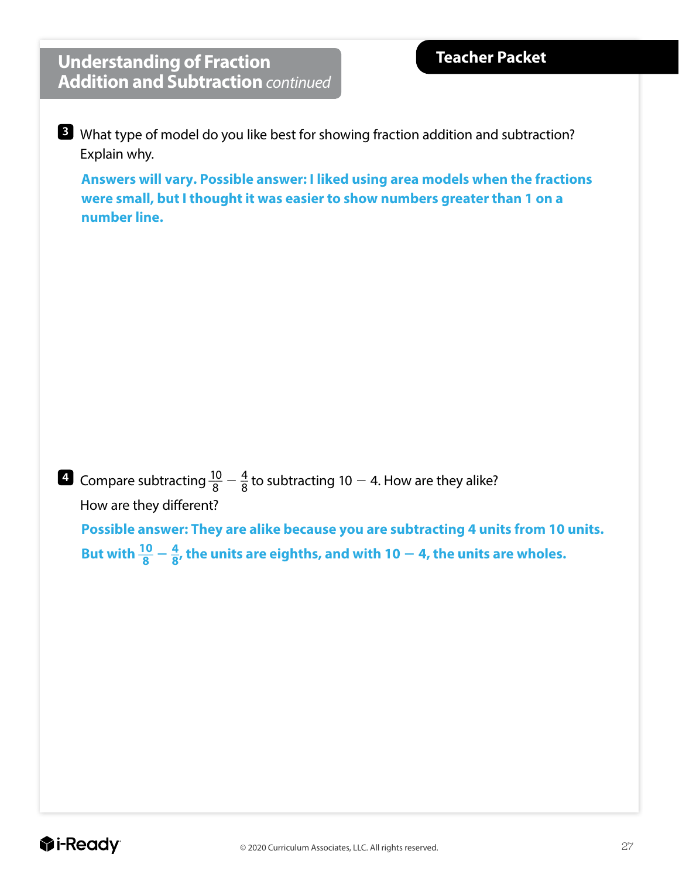## Understanding of Fraction Addition and Subtraction *continued*

**Teacher Packet**

**3** What type of model do you like best for showing fraction addition and subtraction? Explain why.

**Answers will vary. Possible answer: I liked using area models when the fractions were small, but I thought it was easier to show numbers greater than 1 on a number line.**

**4** Compare subtracting $\frac{10}{8} - \frac{4}{8}$ to subtracting $10 - 4$. How are they alike? How are they different?

**Possible answer: They are alike because you are subtracting 4 units from 10 units. But with $\frac{10}{8} - \frac{4}{8}$, the units are eighths, and with $10 - 4$, the units are wholes.**

© 2020 Curriculum Associates, LLC. All rights reserved.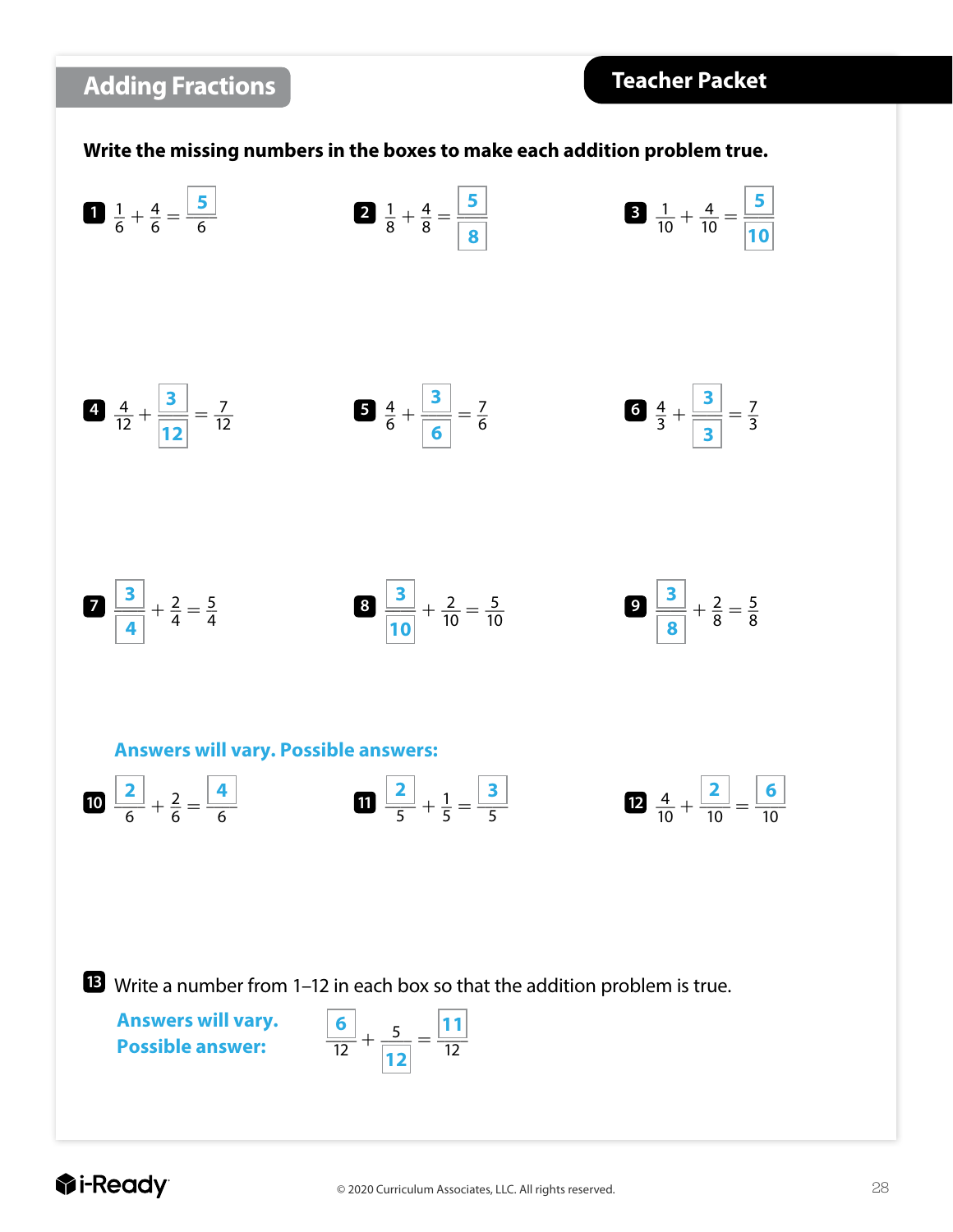## Adding Fractions

**Teacher Packet**

**Write the missing numbers in the boxes to make each addition problem true.**

1. $\frac{1}{6} + \frac{4}{6} = \frac{\boxed{5}}{6}$

2. $\frac{1}{8} + \frac{4}{8} = \frac{\boxed{5}}{\boxed{8}}$

3. $\frac{1}{10} + \frac{4}{10} = \frac{\boxed{5}}{\boxed{10}}$

4. $\frac{4}{12} + \frac{\boxed{3}}{\boxed{12}} = \frac{7}{12}$

5. $\frac{4}{6} + \frac{\boxed{3}}{\boxed{6}} = \frac{7}{6}$

6. $\frac{4}{3} + \frac{\boxed{3}}{\boxed{3}} = \frac{7}{3}$

7. $\frac{\boxed{3}}{\boxed{4}} + \frac{2}{4} = \frac{5}{4}$

8. $\frac{\boxed{3}}{\boxed{10}} + \frac{2}{10} = \frac{5}{10}$

9. $\frac{\boxed{3}}{\boxed{8}} + \frac{2}{8} = \frac{5}{8}$

**Answers will vary. Possible answers:**

10. $\frac{\boxed{2}}{6} + \frac{2}{6} = \frac{\boxed{4}}{6}$

11. $\frac{\boxed{2}}{5} + \frac{1}{5} = \frac{\boxed{3}}{5}$

12. $\frac{4}{10} + \frac{\boxed{2}}{10} = \frac{\boxed{6}}{10}$

13. Write a number from 1–12 in each box so that the addition problem is true.

**Answers will vary. Possible answer:**

$\frac{\boxed{6}}{12} + \frac{5}{\boxed{12}} = \frac{\boxed{11}}{12}$

© 2020 Curriculum Associates, LLC. All rights reserved.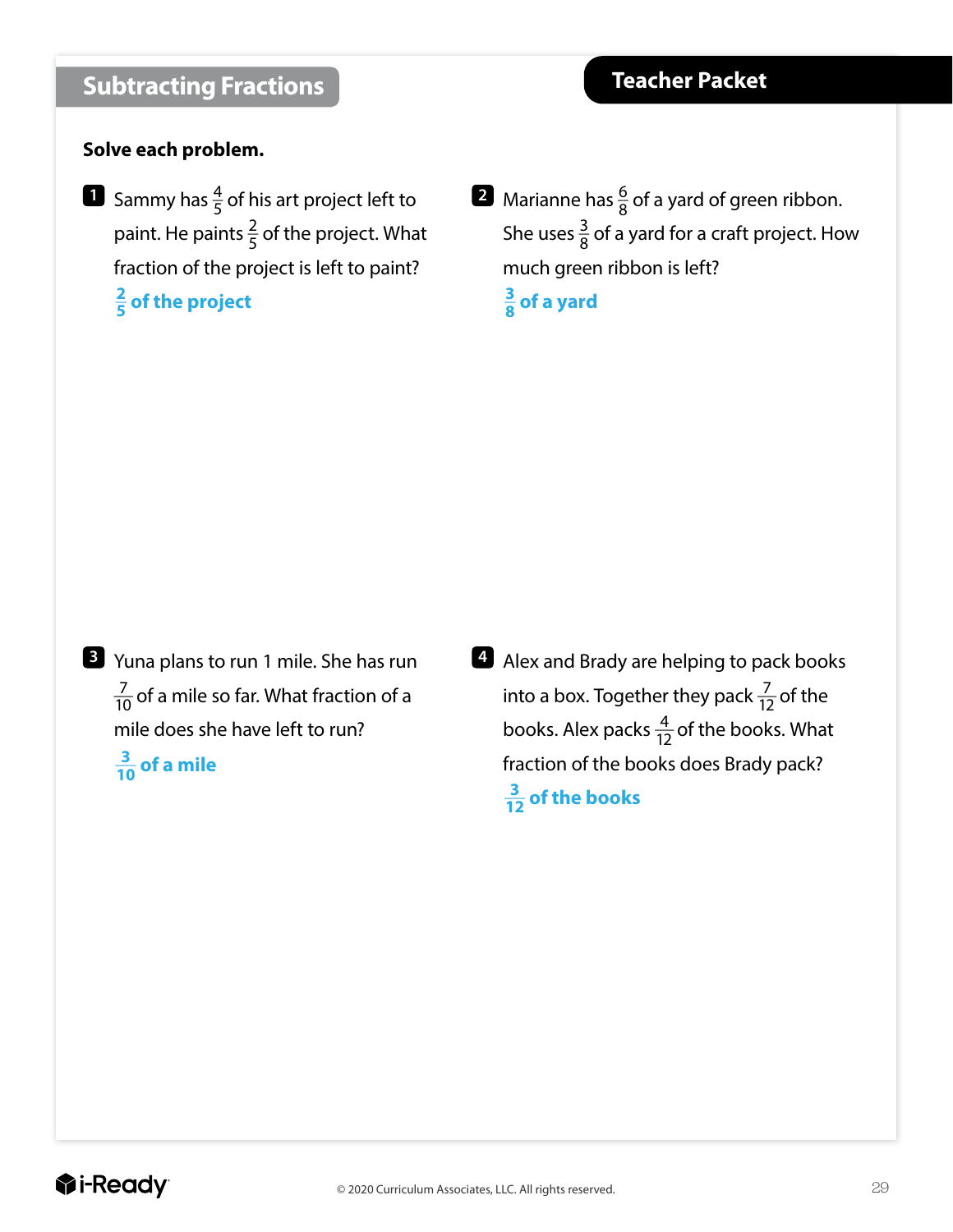# Subtracting Fractions

**Teacher Packet**

**Solve each problem.**

**1** Sammy has $\frac{4}{5}$ of his art project left to paint. He paints $\frac{2}{5}$ of the project. What fraction of the project is left to paint?

**$\frac{2}{5}$ of the project**

**2** Marianne has $\frac{6}{8}$ of a yard of green ribbon. She uses $\frac{3}{8}$ of a yard for a craft project. How much green ribbon is left?

**$\frac{3}{8}$ of a yard**

**3** Yuna plans to run 1 mile. She has run $\frac{7}{10}$ of a mile so far. What fraction of a mile does she have left to run?

**$\frac{3}{10}$ of a mile**

**4** Alex and Brady are helping to pack books into a box. Together they pack $\frac{7}{12}$ of the books. Alex packs $\frac{4}{12}$ of the books. What fraction of the books does Brady pack?

**$\frac{3}{12}$ of the books**

i-Ready © 2020 Curriculum Associates, LLC. All rights reserved.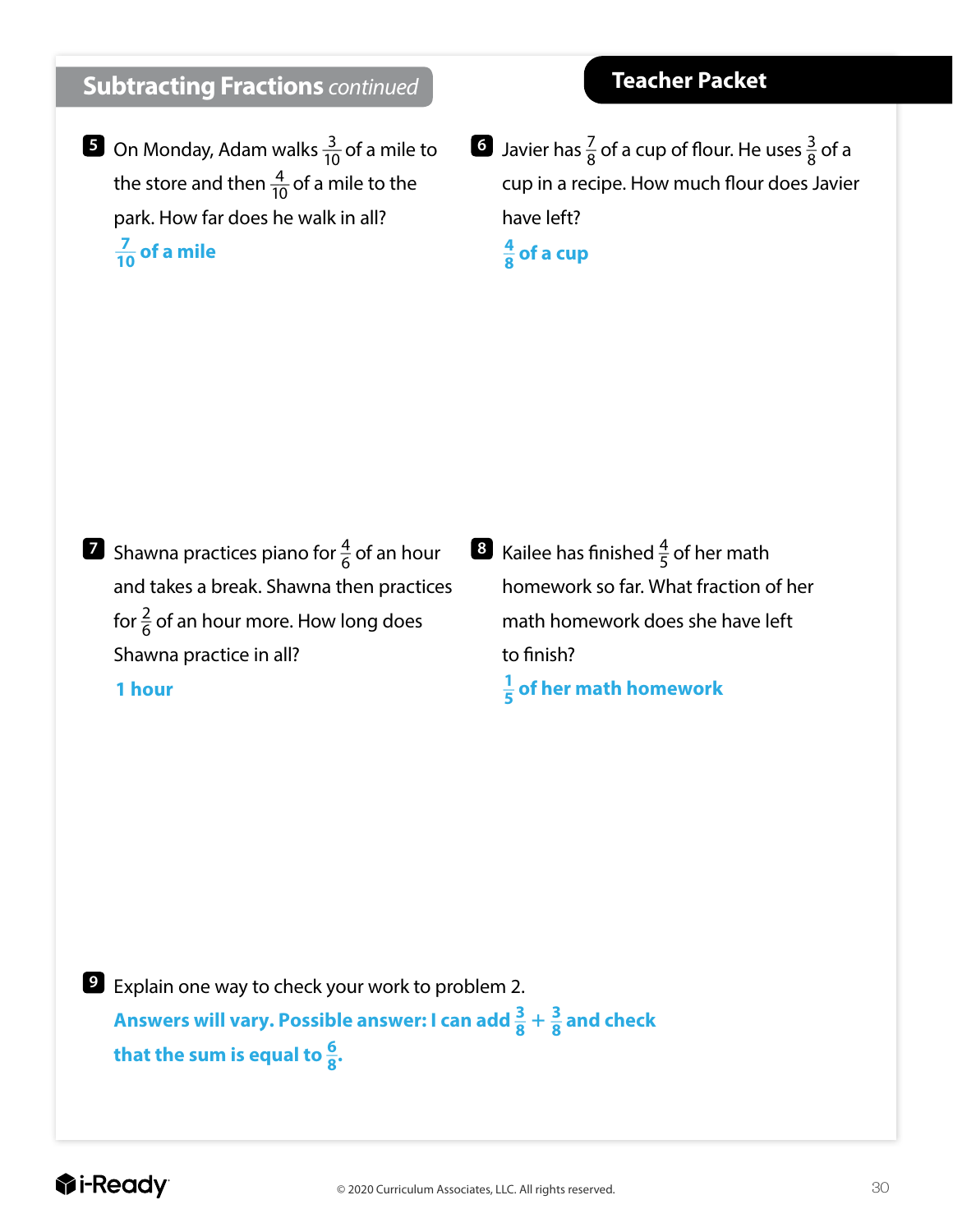## Subtracting Fractions *continued*

**Teacher Packet**

**5** On Monday, Adam walks $\frac{3}{10}$ of a mile to the store and then $\frac{4}{10}$ of a mile to the park. How far does he walk in all?

**$\frac{7}{10}$ of a mile**

**6** Javier has $\frac{7}{8}$ of a cup of flour. He uses $\frac{3}{8}$ of a cup in a recipe. How much flour does Javier have left?

**$\frac{4}{8}$ of a cup**

**7** Shawna practices piano for $\frac{4}{6}$ of an hour and takes a break. Shawna then practices for $\frac{2}{6}$ of an hour more. How long does Shawna practice in all?

**1 hour**

**8** Kailee has finished $\frac{4}{5}$ of her math homework so far. What fraction of her math homework does she have left to finish?

**$\frac{1}{5}$ of her math homework**

**9** Explain one way to check your work to problem 2.

**Answers will vary. Possible answer: I can add $\frac{3}{8} + \frac{3}{8}$ and check that the sum is equal to $\frac{6}{8}$.**

© 2020 Curriculum Associates, LLC. All rights reserved.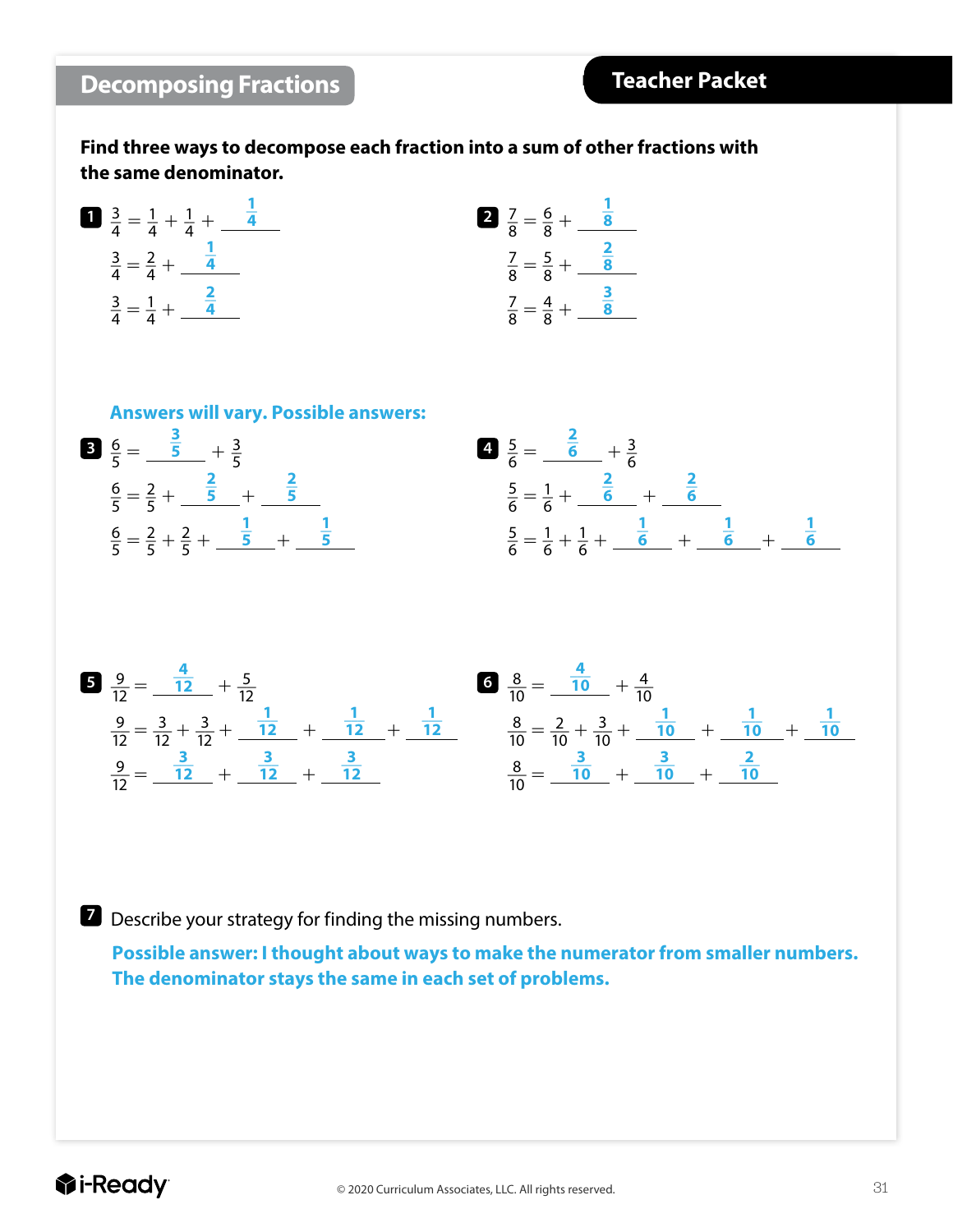## Decomposing Fractions

**Teacher Packet**

**Find three ways to decompose each fraction into a sum of other fractions with the same denominator.**

**1**

$\frac{3}{4} = \frac{1}{4} + \frac{1}{4} + \underline{\frac{1}{4}}$

$\frac{3}{4} = \frac{2}{4} + \underline{\frac{1}{4}}$

$\frac{3}{4} = \frac{1}{4} + \underline{\frac{2}{4}}$

**2**

$\frac{7}{8} = \frac{6}{8} + \underline{\frac{1}{8}}$

$\frac{7}{8} = \frac{5}{8} + \underline{\frac{2}{8}}$

$\frac{7}{8} = \frac{4}{8} + \underline{\frac{3}{8}}$

**Answers will vary. Possible answers:**

**3**

$\frac{6}{5} = \underline{\frac{3}{5}} + \frac{3}{5}$

$\frac{6}{5} = \frac{2}{5} + \underline{\frac{2}{5}} + \underline{\frac{2}{5}}$

$\frac{6}{5} = \frac{2}{5} + \frac{2}{5} + \underline{\frac{1}{5}} + \underline{\frac{1}{5}}$

**4**

$\frac{5}{6} = \underline{\frac{2}{6}} + \frac{3}{6}$

$\frac{5}{6} = \frac{1}{6} + \underline{\frac{2}{6}} + \underline{\frac{2}{6}}$

$\frac{5}{6} = \frac{1}{6} + \frac{1}{6} + \underline{\frac{1}{6}} + \underline{\frac{1}{6}} + \underline{\frac{1}{6}}$

**5**

$\frac{9}{12} = \underline{\frac{4}{12}} + \frac{5}{12}$

$\frac{9}{12} = \frac{3}{12} + \frac{3}{12} + \underline{\frac{1}{12}} + \underline{\frac{1}{12}} + \underline{\frac{1}{12}}$

$\frac{9}{12} = \underline{\frac{3}{12}} + \underline{\frac{3}{12}} + \underline{\frac{3}{12}}$

**6**

$\frac{8}{10} = \underline{\frac{4}{10}} + \frac{4}{10}$

$\frac{8}{10} = \frac{2}{10} + \frac{3}{10} + \underline{\frac{1}{10}} + \underline{\frac{1}{10}} + \underline{\frac{1}{10}}$

$\frac{8}{10} = \underline{\frac{3}{10}} + \underline{\frac{3}{10}} + \underline{\frac{2}{10}}$

**7** Describe your strategy for finding the missing numbers.

**Possible answer: I thought about ways to make the numerator from smaller numbers. The denominator stays the same in each set of problems.**

i-Ready

© 2020 Curriculum Associates, LLC. All rights reserved.